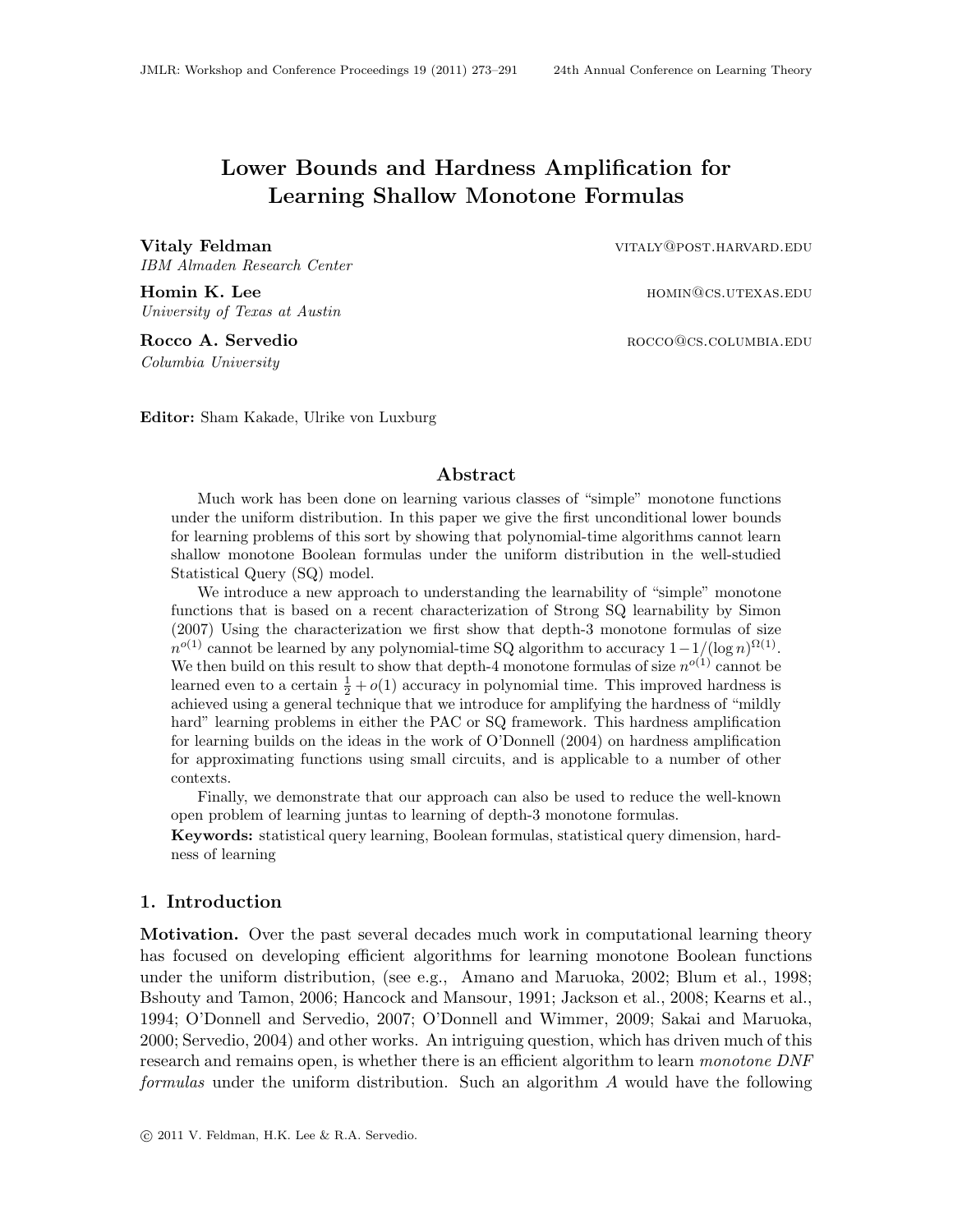# Lower Bounds and Hardness Amplification for Learning Shallow Monotone Formulas

**Vitaly Feldman** VITALY@POST.HARVARD.EDU
*IBM Almaden Research Center*

**Homin K. Lee** HOMIN@CS.UTEXAS.EDU
*University of Texas at Austin*

**Rocco A. Servedio** ROCCO@CS.COLUMBIA.EDU
*Columbia University*

**Editor:** Sham Kakade, Ulrike von Luxburg

## Abstract

Much work has been done on learning various classes of "simple" monotone functions under the uniform distribution. In this paper we give the first unconditional lower bounds for learning problems of this sort by showing that polynomial-time algorithms cannot learn shallow monotone Boolean formulas under the uniform distribution in the well-studied Statistical Query (SQ) model.

We introduce a new approach to understanding the learnability of "simple" monotone functions that is based on a recent characterization of Strong SQ learnability by Simon (2007) Using the characterization we first show that depth-3 monotone formulas of size $n^{o(1)}$ cannot be learned by any polynomial-time SQ algorithm to accuracy $1-1/(\log n)^{\Omega(1)}$. We then build on this result to show that depth-4 monotone formulas of size $n^{o(1)}$ cannot be learned even to a certain $\frac{1}{2}+o(1)$ accuracy in polynomial time. This improved hardness is achieved using a general technique that we introduce for amplifying the hardness of "mildly hard" learning problems in either the PAC or SQ framework. This hardness amplification for learning builds on the ideas in the work of O'Donnell (2004) on hardness amplification for approximating functions using small circuits, and is applicable to a number of other contexts.

Finally, we demonstrate that our approach can also be used to reduce the well-known open problem of learning juntas to learning of depth-3 monotone formulas.

**Keywords:** statistical query learning, Boolean formulas, statistical query dimension, hardness of learning

## 1. Introduction

**Motivation.** Over the past several decades much work in computational learning theory has focused on developing efficient algorithms for learning monotone Boolean functions under the uniform distribution, (see e.g., Amano and Maruoka, 2002; Blum et al., 1998; Bshouty and Tamon, 2006; Hancock and Mansour, 1991; Jackson et al., 2008; Kearns et al., 1994; O'Donnell and Servedio, 2007; O'Donnell and Wimmer, 2009; Sakai and Maruoka, 2000; Servedio, 2004) and other works. An intriguing question, which has driven much of this research and remains open, is whether there is an efficient algorithm to learn *monotone DNF formulas* under the uniform distribution. Such an algorithm $A$ would have the following

© 2011 V. Feldman, H.K. Lee & R.A. Servedio.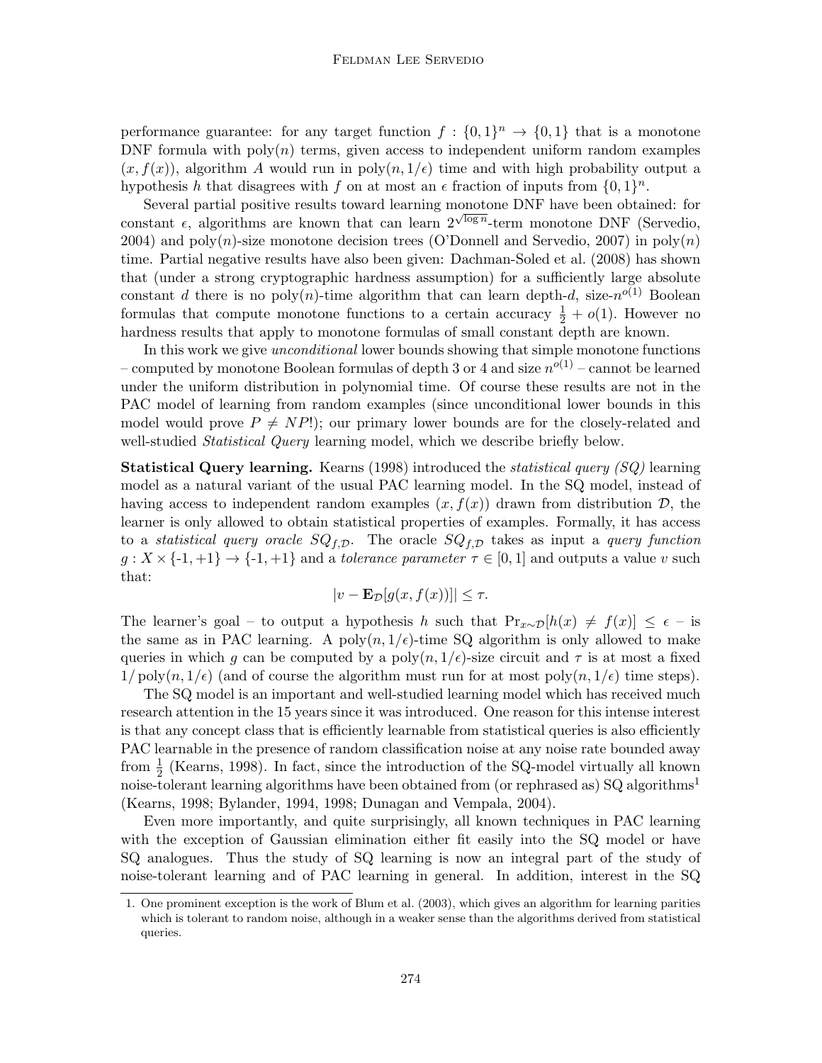performance guarantee: for any target function $f : \{0,1\}^n \to \{0,1\}$ that is a monotone DNF formula with $\text{poly}(n)$ terms, given access to independent uniform random examples $(x, f(x))$, algorithm $A$ would run in $\text{poly}(n, 1/\epsilon)$ time and with high probability output a hypothesis $h$ that disagrees with $f$ on at most an $\epsilon$ fraction of inputs from $\{0,1\}^n$.

Several partial positive results toward learning monotone DNF have been obtained: for constant $\epsilon$, algorithms are known that can learn $2^{\sqrt{\log n}}$-term monotone DNF (Servedio, 2004) and $\text{poly}(n)$-size monotone decision trees (O'Donnell and Servedio, 2007) in $\text{poly}(n)$ time. Partial negative results have also been given: Dachman-Soled et al. (2008) has shown that (under a strong cryptographic hardness assumption) for a sufficiently large absolute constant $d$ there is no $\text{poly}(n)$-time algorithm that can learn depth-$d$, size-$n^{o(1)}$ Boolean formulas that compute monotone functions to a certain accuracy $\frac{1}{2} + o(1)$. However no hardness results that apply to monotone formulas of small constant depth are known.

In this work we give *unconditional* lower bounds showing that simple monotone functions – computed by monotone Boolean formulas of depth 3 or 4 and size $n^{o(1)}$ – cannot be learned under the uniform distribution in polynomial time. Of course these results are not in the PAC model of learning from random examples (since unconditional lower bounds in this model would prove $P \neq NP$!); our primary lower bounds are for the closely-related and well-studied *Statistical Query* learning model, which we describe briefly below.

**Statistical Query learning.** Kearns (1998) introduced the *statistical query (SQ)* learning model as a natural variant of the usual PAC learning model. In the SQ model, instead of having access to independent random examples $(x, f(x))$ drawn from distribution $\mathcal{D}$, the learner is only allowed to obtain statistical properties of examples. Formally, it has access to a *statistical query oracle* $SQ_{f,\mathcal{D}}$. The oracle $SQ_{f,\mathcal{D}}$ takes as input a *query function* $g : X \times \{\text{-}1, +1\} \to \{\text{-}1, +1\}$ and a *tolerance parameter* $\tau \in [0, 1]$ and outputs a value $v$ such that:

$$|v - \mathbf{E}_{\mathcal{D}}[g(x, f(x))]| \leq \tau.$$

The learner's goal – to output a hypothesis $h$ such that $\Pr_{x\sim\mathcal{D}}[h(x) \neq f(x)] \leq \epsilon$ – is the same as in PAC learning. A $\text{poly}(n, 1/\epsilon)$-time SQ algorithm is only allowed to make queries in which $g$ can be computed by a $\text{poly}(n, 1/\epsilon)$-size circuit and $\tau$ is at most a fixed $1/\text{poly}(n, 1/\epsilon)$ (and of course the algorithm must run for at most $\text{poly}(n, 1/\epsilon)$ time steps).

The SQ model is an important and well-studied learning model which has received much research attention in the 15 years since it was introduced. One reason for this intense interest is that any concept class that is efficiently learnable from statistical queries is also efficiently PAC learnable in the presence of random classification noise at any noise rate bounded away from $\frac{1}{2}$ (Kearns, 1998). In fact, since the introduction of the SQ-model virtually all known noise-tolerant learning algorithms have been obtained from (or rephrased as) SQ algorithms[1] (Kearns, 1998; Bylander, 1994, 1998; Dunagan and Vempala, 2004).

Even more importantly, and quite surprisingly, all known techniques in PAC learning with the exception of Gaussian elimination either fit easily into the SQ model or have SQ analogues. Thus the study of SQ learning is now an integral part of the study of noise-tolerant learning and of PAC learning in general. In addition, interest in the SQ

1. One prominent exception is the work of Blum et al. (2003), which gives an algorithm for learning parities which is tolerant to random noise, although in a weaker sense than the algorithms derived from statistical queries.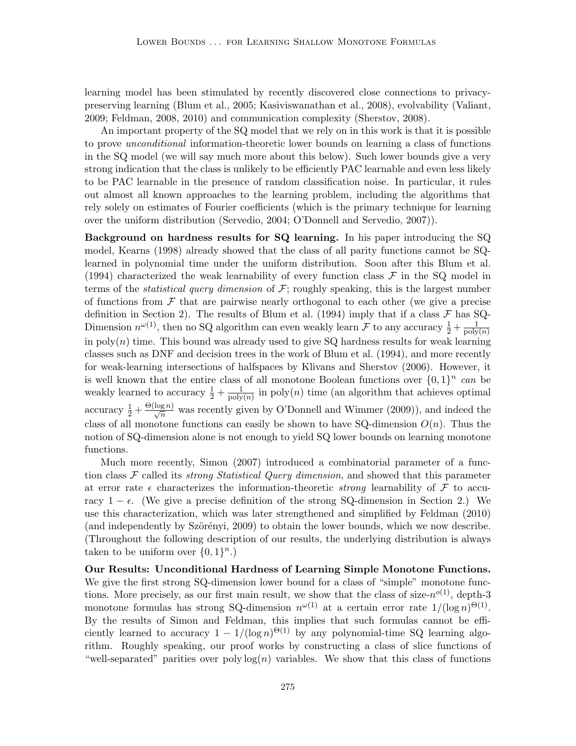learning model has been stimulated by recently discovered close connections to privacy-preserving learning (Blum et al., 2005; Kasiviswanathan et al., 2008), evolvability (Valiant, 2009; Feldman, 2008, 2010) and communication complexity (Sherstov, 2008).

An important property of the SQ model that we rely on in this work is that it is possible to prove *unconditional* information-theoretic lower bounds on learning a class of functions in the SQ model (we will say much more about this below). Such lower bounds give a very strong indication that the class is unlikely to be efficiently PAC learnable and even less likely to be PAC learnable in the presence of random classification noise. In particular, it rules out almost all known approaches to the learning problem, including the algorithms that rely solely on estimates of Fourier coefficients (which is the primary technique for learning over the uniform distribution (Servedio, 2004; O'Donnell and Servedio, 2007)).

**Background on hardness results for SQ learning.** In his paper introducing the SQ model, Kearns (1998) already showed that the class of all parity functions cannot be SQ-learned in polynomial time under the uniform distribution. Soon after this Blum et al. (1994) characterized the weak learnability of every function class $\mathcal{F}$ in the SQ model in terms of the *statistical query dimension* of $\mathcal{F}$; roughly speaking, this is the largest number of functions from $\mathcal{F}$ that are pairwise nearly orthogonal to each other (we give a precise definition in Section 2). The results of Blum et al. (1994) imply that if a class $\mathcal{F}$ has SQ-Dimension $n^{\omega(1)}$, then no SQ algorithm can even weakly learn $\mathcal{F}$ to any accuracy $\frac{1}{2} + \frac{1}{\mathrm{poly}(n)}$ in $\mathrm{poly}(n)$ time. This bound was already used to give SQ hardness results for weak learning classes such as DNF and decision trees in the work of Blum et al. (1994), and more recently for weak-learning intersections of halfspaces by Klivans and Sherstov (2006). However, it is well known that the entire class of all monotone Boolean functions over $\{0,1\}^n$ *can* be weakly learned to accuracy $\frac{1}{2} + \frac{1}{\mathrm{poly}(n)}$ in $\mathrm{poly}(n)$ time (an algorithm that achieves optimal accuracy $\frac{1}{2} + \frac{\Theta(\log n)}{\sqrt{n}}$ was recently given by O'Donnell and Wimmer (2009)), and indeed the class of all monotone functions can easily be shown to have SQ-dimension $O(n)$. Thus the notion of SQ-dimension alone is not enough to yield SQ lower bounds on learning monotone functions.

Much more recently, Simon (2007) introduced a combinatorial parameter of a function class $\mathcal{F}$ called its *strong Statistical Query dimension*, and showed that this parameter at error rate $\epsilon$ characterizes the information-theoretic *strong* learnability of $\mathcal{F}$ to accuracy $1 - \epsilon$. (We give a precise definition of the strong SQ-dimension in Section 2.) We use this characterization, which was later strengthened and simplified by Feldman (2010) (and independently by Szörényi, 2009) to obtain the lower bounds, which we now describe. (Throughout the following description of our results, the underlying distribution is always taken to be uniform over $\{0,1\}^n$.)

**Our Results: Unconditional Hardness of Learning Simple Monotone Functions.** We give the first strong SQ-dimension lower bound for a class of "simple" monotone functions. More precisely, as our first main result, we show that the class of size-$n^{o(1)}$, depth-3 monotone formulas has strong SQ-dimension $n^{\omega(1)}$ at a certain error rate $1/(\log n)^{\Theta(1)}$. By the results of Simon and Feldman, this implies that such formulas cannot be efficiently learned to accuracy $1 - 1/(\log n)^{\Theta(1)}$ by any polynomial-time SQ learning algorithm. Roughly speaking, our proof works by constructing a class of slice functions of "well-separated" parities over $\mathrm{poly}\log(n)$ variables. We show that this class of functions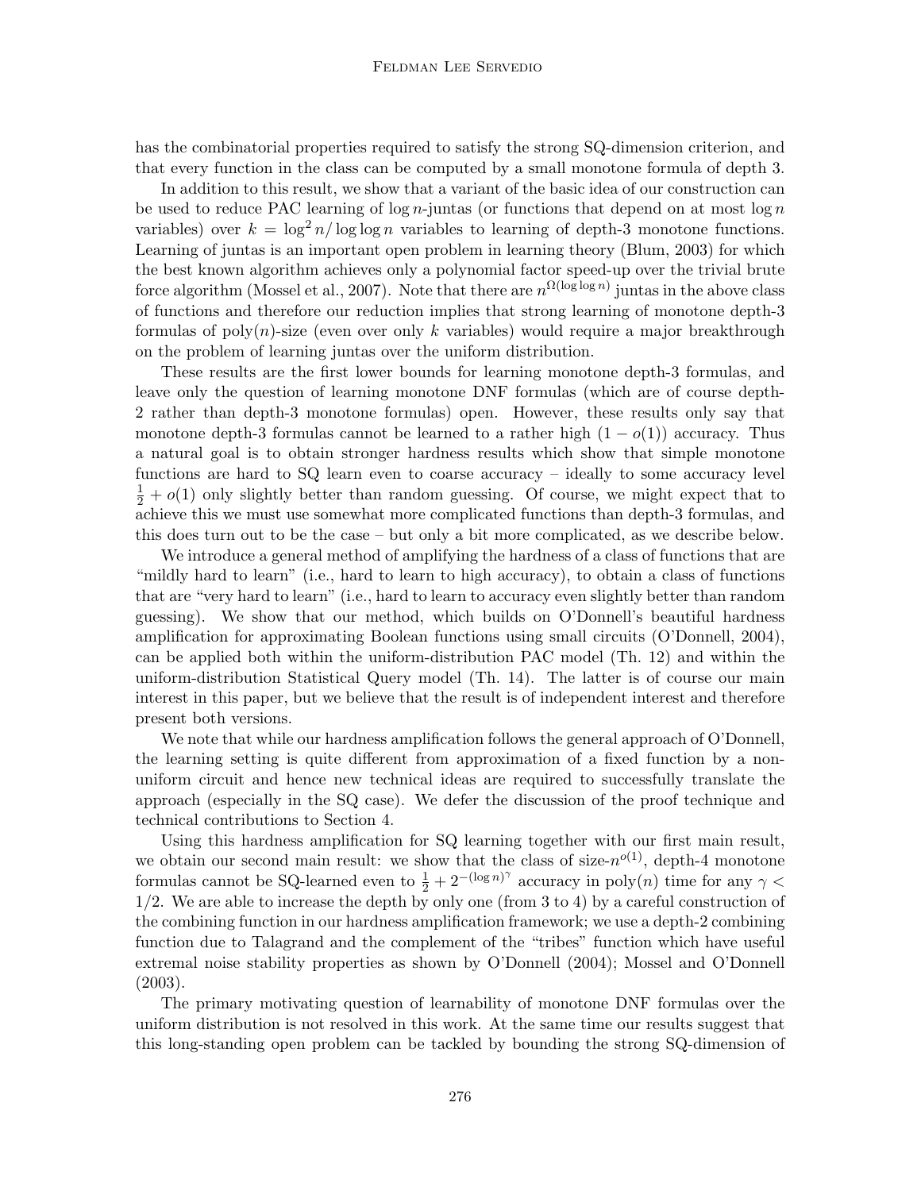has the combinatorial properties required to satisfy the strong SQ-dimension criterion, and that every function in the class can be computed by a small monotone formula of depth 3.

In addition to this result, we show that a variant of the basic idea of our construction can be used to reduce PAC learning of $\log n$-juntas (or functions that depend on at most $\log n$ variables) over $k = \log^2 n / \log\log n$ variables to learning of depth-3 monotone functions. Learning of juntas is an important open problem in learning theory (Blum, 2003) for which the best known algorithm achieves only a polynomial factor speed-up over the trivial brute force algorithm (Mossel et al., 2007). Note that there are $n^{\Omega(\log\log n)}$ juntas in the above class of functions and therefore our reduction implies that strong learning of monotone depth-3 formulas of $\text{poly}(n)$-size (even over only $k$ variables) would require a major breakthrough on the problem of learning juntas over the uniform distribution.

These results are the first lower bounds for learning monotone depth-3 formulas, and leave only the question of learning monotone DNF formulas (which are of course depth-2 rather than depth-3 monotone formulas) open. However, these results only say that monotone depth-3 formulas cannot be learned to a rather high $(1 - o(1))$ accuracy. Thus a natural goal is to obtain stronger hardness results which show that simple monotone functions are hard to SQ learn even to coarse accuracy – ideally to some accuracy level $\frac{1}{2} + o(1)$ only slightly better than random guessing. Of course, we might expect that to achieve this we must use somewhat more complicated functions than depth-3 formulas, and this does turn out to be the case – but only a bit more complicated, as we describe below.

We introduce a general method of amplifying the hardness of a class of functions that are "mildly hard to learn" (i.e., hard to learn to high accuracy), to obtain a class of functions that are "very hard to learn" (i.e., hard to learn to accuracy even slightly better than random guessing). We show that our method, which builds on O'Donnell's beautiful hardness amplification for approximating Boolean functions using small circuits (O'Donnell, 2004), can be applied both within the uniform-distribution PAC model (Th. 12) and within the uniform-distribution Statistical Query model (Th. 14). The latter is of course our main interest in this paper, but we believe that the result is of independent interest and therefore present both versions.

We note that while our hardness amplification follows the general approach of O'Donnell, the learning setting is quite different from approximation of a fixed function by a non-uniform circuit and hence new technical ideas are required to successfully translate the approach (especially in the SQ case). We defer the discussion of the proof technique and technical contributions to Section 4.

Using this hardness amplification for SQ learning together with our first main result, we obtain our second main result: we show that the class of size-$n^{o(1)}$, depth-4 monotone formulas cannot be SQ-learned even to $\frac{1}{2} + 2^{-(\log n)^{\gamma}}$ accuracy in $\text{poly}(n)$ time for any $\gamma < 1/2$. We are able to increase the depth by only one (from 3 to 4) by a careful construction of the combining function in our hardness amplification framework; we use a depth-2 combining function due to Talagrand and the complement of the "tribes" function which have useful extremal noise stability properties as shown by O'Donnell (2004); Mossel and O'Donnell (2003).

The primary motivating question of learnability of monotone DNF formulas over the uniform distribution is not resolved in this work. At the same time our results suggest that this long-standing open problem can be tackled by bounding the strong SQ-dimension of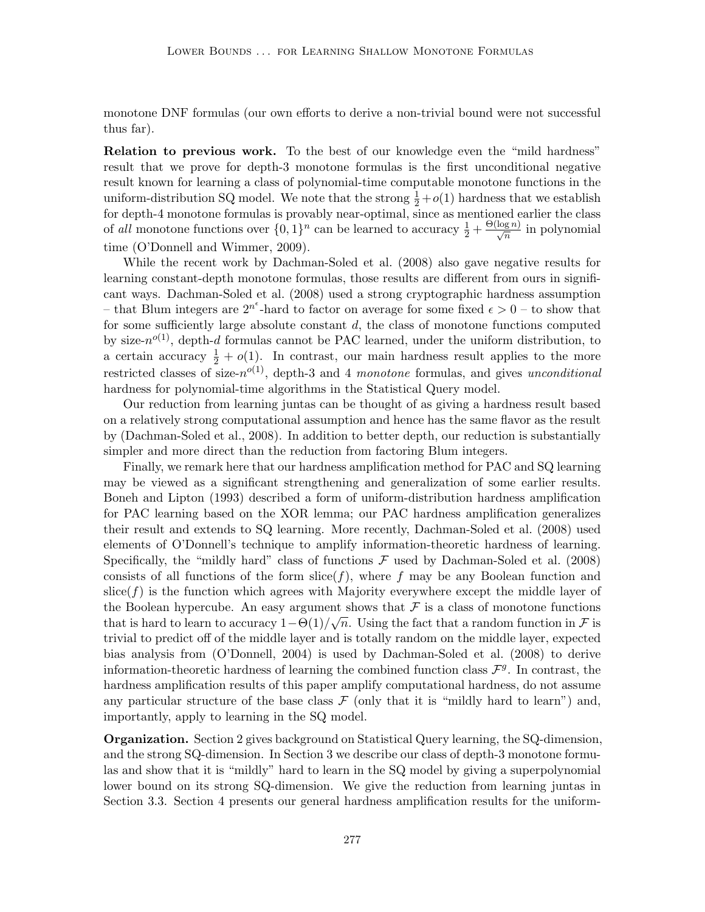monotone DNF formulas (our own efforts to derive a non-trivial bound were not successful thus far).

**Relation to previous work.** To the best of our knowledge even the "mild hardness" result that we prove for depth-3 monotone formulas is the first unconditional negative result known for learning a class of polynomial-time computable monotone functions in the uniform-distribution SQ model. We note that the strong $\frac{1}{2}+o(1)$ hardness that we establish for depth-4 monotone formulas is provably near-optimal, since as mentioned earlier the class of *all* monotone functions over $\{0,1\}^n$ can be learned to accuracy $\frac{1}{2}+\frac{\Theta(\log n)}{\sqrt{n}}$ in polynomial time (O'Donnell and Wimmer, 2009).

While the recent work by Dachman-Soled et al. (2008) also gave negative results for learning constant-depth monotone formulas, those results are different from ours in significant ways. Dachman-Soled et al. (2008) used a strong cryptographic hardness assumption – that Blum integers are $2^{n^\epsilon}$-hard to factor on average for some fixed $\epsilon > 0$ – to show that for some sufficiently large absolute constant $d$, the class of monotone functions computed by size-$n^{o(1)}$, depth-$d$ formulas cannot be PAC learned, under the uniform distribution, to a certain accuracy $\frac{1}{2}+o(1)$. In contrast, our main hardness result applies to the more restricted classes of size-$n^{o(1)}$, depth-3 and 4 *monotone* formulas, and gives *unconditional* hardness for polynomial-time algorithms in the Statistical Query model.

Our reduction from learning juntas can be thought of as giving a hardness result based on a relatively strong computational assumption and hence has the same flavor as the result by (Dachman-Soled et al., 2008). In addition to better depth, our reduction is substantially simpler and more direct than the reduction from factoring Blum integers.

Finally, we remark here that our hardness amplification method for PAC and SQ learning may be viewed as a significant strengthening and generalization of some earlier results. Boneh and Lipton (1993) described a form of uniform-distribution hardness amplification for PAC learning based on the XOR lemma; our PAC hardness amplification generalizes their result and extends to SQ learning. More recently, Dachman-Soled et al. (2008) used elements of O'Donnell's technique to amplify information-theoretic hardness of learning. Specifically, the "mildly hard" class of functions $\mathcal{F}$ used by Dachman-Soled et al. (2008) consists of all functions of the form slice$(f)$, where $f$ may be any Boolean function and slice$(f)$ is the function which agrees with Majority everywhere except the middle layer of the Boolean hypercube. An easy argument shows that $\mathcal{F}$ is a class of monotone functions that is hard to learn to accuracy $1-\Theta(1)/\sqrt{n}$. Using the fact that a random function in $\mathcal{F}$ is trivial to predict off of the middle layer and is totally random on the middle layer, expected bias analysis from (O'Donnell, 2004) is used by Dachman-Soled et al. (2008) to derive information-theoretic hardness of learning the combined function class $\mathcal{F}^g$. In contrast, the hardness amplification results of this paper amplify computational hardness, do not assume any particular structure of the base class $\mathcal{F}$ (only that it is "mildly hard to learn") and, importantly, apply to learning in the SQ model.

**Organization.** Section 2 gives background on Statistical Query learning, the SQ-dimension, and the strong SQ-dimension. In Section 3 we describe our class of depth-3 monotone formulas and show that it is "mildly" hard to learn in the SQ model by giving a superpolynomial lower bound on its strong SQ-dimension. We give the reduction from learning juntas in Section 3.3. Section 4 presents our general hardness amplification results for the uniform-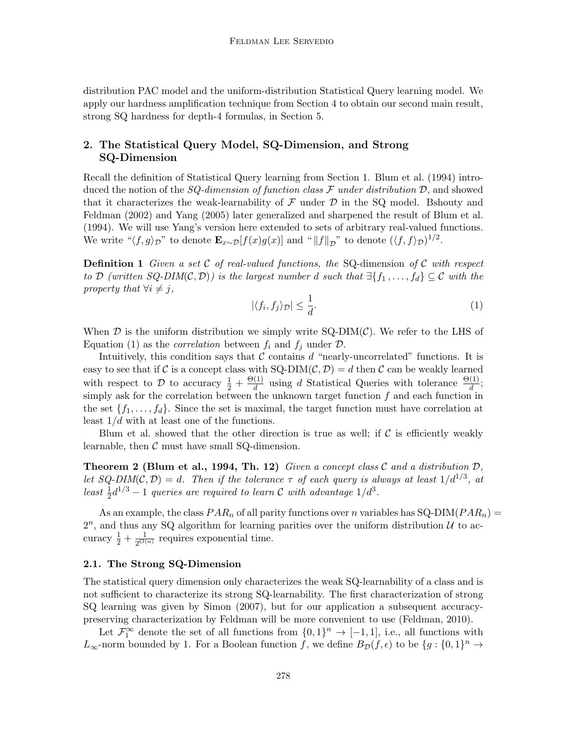distribution PAC model and the uniform-distribution Statistical Query learning model. We apply our hardness amplification technique from Section 4 to obtain our second main result, strong SQ hardness for depth-4 formulas, in Section 5.

## 2. The Statistical Query Model, SQ-Dimension, and Strong SQ-Dimension

Recall the definition of Statistical Query learning from Section 1. Blum et al. (1994) introduced the notion of the *SQ-dimension of function class $\mathcal{F}$ under distribution $\mathcal{D}$*, and showed that it characterizes the weak-learnability of $\mathcal{F}$ under $\mathcal{D}$ in the SQ model. Bshouty and Feldman (2002) and Yang (2005) later generalized and sharpened the result of Blum et al. (1994). We will use Yang's version here extended to sets of arbitrary real-valued functions. We write "$\langle f, g\rangle_{\mathcal{D}}$" to denote $\mathbf{E}_{x\sim\mathcal{D}}[f(x)g(x)]$ and "$\|f\|_{\mathcal{D}}$" to denote $(\langle f, f\rangle_{\mathcal{D}})^{1/2}$.

**Definition 1** *Given a set $\mathcal{C}$ of real-valued functions, the* SQ-dimension *of $\mathcal{C}$ with respect to $\mathcal{D}$ (written SQ-DIM$(\mathcal{C},\mathcal{D})$) is the largest number $d$ such that $\exists\{f_1,\ldots,f_d\}\subseteq\mathcal{C}$ with the property that $\forall i\neq j$,*

$$|\langle f_i, f_j\rangle_{\mathcal{D}}| \leq \frac{1}{d}. \tag{1}$$

When $\mathcal{D}$ is the uniform distribution we simply write SQ-DIM$(\mathcal{C})$. We refer to the LHS of Equation (1) as the *correlation* between $f_i$ and $f_j$ under $\mathcal{D}$.

Intuitively, this condition says that $\mathcal{C}$ contains $d$ "nearly-uncorrelated" functions. It is easy to see that if $\mathcal{C}$ is a concept class with SQ-DIM$(\mathcal{C},\mathcal{D}) = d$ then $\mathcal{C}$ can be weakly learned with respect to $\mathcal{D}$ to accuracy $\frac{1}{2}+\frac{\Theta(1)}{d}$ using $d$ Statistical Queries with tolerance $\frac{\Theta(1)}{d}$; simply ask for the correlation between the unknown target function $f$ and each function in the set $\{f_1,\ldots,f_d\}$. Since the set is maximal, the target function must have correlation at least $1/d$ with at least one of the functions.

Blum et al. showed that the other direction is true as well; if $\mathcal{C}$ is efficiently weakly learnable, then $\mathcal{C}$ must have small SQ-dimension.

**Theorem 2 (Blum et al., 1994, Th. 12)** *Given a concept class $\mathcal{C}$ and a distribution $\mathcal{D}$, let SQ-DIM$(\mathcal{C},\mathcal{D}) = d$. Then if the tolerance $\tau$ of each query is always at least $1/d^{1/3}$, at least $\frac{1}{2}d^{1/3}-1$ queries are required to learn $\mathcal{C}$ with advantage $1/d^3$.*

As an example, the class $PAR_n$ of all parity functions over $n$ variables has SQ-DIM$(PAR_n) = 2^n$, and thus any SQ algorithm for learning parities over the uniform distribution $\mathcal{U}$ to accuracy $\frac{1}{2}+\frac{1}{2^{O(n)}}$ requires exponential time.

### 2.1. The Strong SQ-Dimension

The statistical query dimension only characterizes the weak SQ-learnability of a class and is not sufficient to characterize its strong SQ-learnability. The first characterization of strong SQ learning was given by Simon (2007), but for our application a subsequent accuracy-preserving characterization by Feldman will be more convenient to use (Feldman, 2010).

Let $\mathcal{F}_1^{\infty}$ denote the set of all functions from $\{0,1\}^n \to [-1,1]$, i.e., all functions with $L_\infty$-norm bounded by 1. For a Boolean function $f$, we define $B_{\mathcal{D}}(f,\epsilon)$ to be $\{g : \{0,1\}^n \to$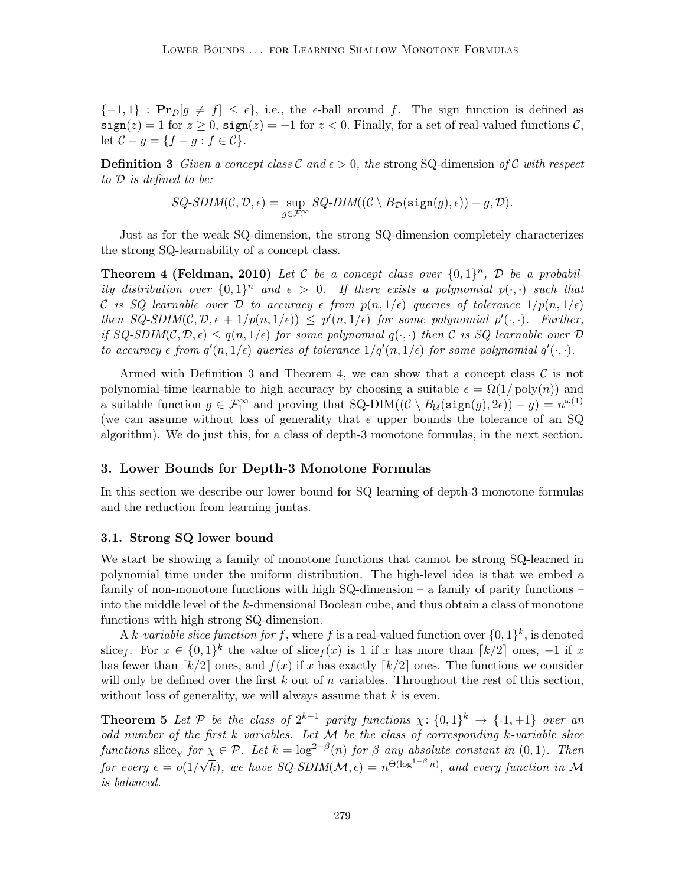$\{-1, 1\} : \mathbf{Pr}_{\mathcal{D}}[g \neq f] \leq \epsilon\}$, i.e., the $\epsilon$-ball around $f$. The sign function is defined as $\mathtt{sign}(z) = 1$ for $z \geq 0$, $\mathtt{sign}(z) = -1$ for $z < 0$. Finally, for a set of real-valued functions $\mathcal{C}$, let $\mathcal{C} - g = \{f - g : f \in \mathcal{C}\}$.

**Definition 3** *Given a concept class $\mathcal{C}$ and $\epsilon > 0$, the* strong SQ-dimension *of $\mathcal{C}$ with respect to $\mathcal{D}$ is defined to be:*

$$SQ\text{-}SDIM(\mathcal{C}, \mathcal{D}, \epsilon) = \sup_{g \in \mathcal{F}_1^\infty} SQ\text{-}DIM((\mathcal{C} \setminus B_{\mathcal{D}}(\mathtt{sign}(g), \epsilon)) - g, \mathcal{D}).$$

Just as for the weak SQ-dimension, the strong SQ-dimension completely characterizes the strong SQ-learnability of a concept class.

**Theorem 4 (Feldman, 2010)** *Let $\mathcal{C}$ be a concept class over $\{0, 1\}^n$, $\mathcal{D}$ be a probability distribution over $\{0, 1\}^n$ and $\epsilon > 0$. If there exists a polynomial $p(\cdot, \cdot)$ such that $\mathcal{C}$ is SQ learnable over $\mathcal{D}$ to accuracy $\epsilon$ from $p(n, 1/\epsilon)$ queries of tolerance $1/p(n, 1/\epsilon)$ then $SQ\text{-}SDIM(\mathcal{C}, \mathcal{D}, \epsilon + 1/p(n, 1/\epsilon)) \leq p'(n, 1/\epsilon)$ for some polynomial $p'(\cdot, \cdot)$. Further, if $SQ\text{-}SDIM(\mathcal{C}, \mathcal{D}, \epsilon) \leq q(n, 1/\epsilon)$ for some polynomial $q(\cdot, \cdot)$ then $\mathcal{C}$ is SQ learnable over $\mathcal{D}$ to accuracy $\epsilon$ from $q'(n, 1/\epsilon)$ queries of tolerance $1/q'(n, 1/\epsilon)$ for some polynomial $q'(\cdot, \cdot)$.*

Armed with Definition 3 and Theorem 4, we can show that a concept class $\mathcal{C}$ is not polynomial-time learnable to high accuracy by choosing a suitable $\epsilon = \Omega(1/\operatorname{poly}(n))$ and a suitable function $g \in \mathcal{F}_1^\infty$ and proving that $\text{SQ-DIM}((\mathcal{C} \setminus B_{\mathcal{U}}(\mathtt{sign}(g), 2\epsilon)) - g) = n^{\omega(1)}$ (we can assume without loss of generality that $\epsilon$ upper bounds the tolerance of an SQ algorithm). We do just this, for a class of depth-3 monotone formulas, in the next section.

## 3. Lower Bounds for Depth-3 Monotone Formulas

In this section we describe our lower bound for SQ learning of depth-3 monotone formulas and the reduction from learning juntas.

### 3.1. Strong SQ lower bound

We start be showing a family of monotone functions that cannot be strong SQ-learned in polynomial time under the uniform distribution. The high-level idea is that we embed a family of non-monotone functions with high SQ-dimension – a family of parity functions – into the middle level of the $k$-dimensional Boolean cube, and thus obtain a class of monotone functions with high strong SQ-dimension.

A *$k$-variable slice function for $f$*, where $f$ is a real-valued function over $\{0, 1\}^k$, is denoted $\text{slice}_f$. For $x \in \{0, 1\}^k$ the value of $\text{slice}_f(x)$ is 1 if $x$ has more than $\lceil k/2 \rceil$ ones, $-1$ if $x$ has fewer than $\lceil k/2 \rceil$ ones, and $f(x)$ if $x$ has exactly $\lceil k/2 \rceil$ ones. The functions we consider will only be defined over the first $k$ out of $n$ variables. Throughout the rest of this section, without loss of generality, we will always assume that $k$ is even.

**Theorem 5** *Let $\mathcal{P}$ be the class of $2^{k-1}$ parity functions $\chi \colon \{0, 1\}^k \to \{\text{-}1, +1\}$ over an odd number of the first $k$ variables. Let $\mathcal{M}$ be the class of corresponding $k$-variable slice functions $\text{slice}_\chi$ for $\chi \in \mathcal{P}$. Let $k = \log^{2-\beta}(n)$ for $\beta$ any absolute constant in $(0, 1)$. Then for every $\epsilon = o(1/\sqrt{k})$, we have $SQ\text{-}SDIM(\mathcal{M}, \epsilon) = n^{\Theta(\log^{1-\beta} n)}$, and every function in $\mathcal{M}$ is balanced.*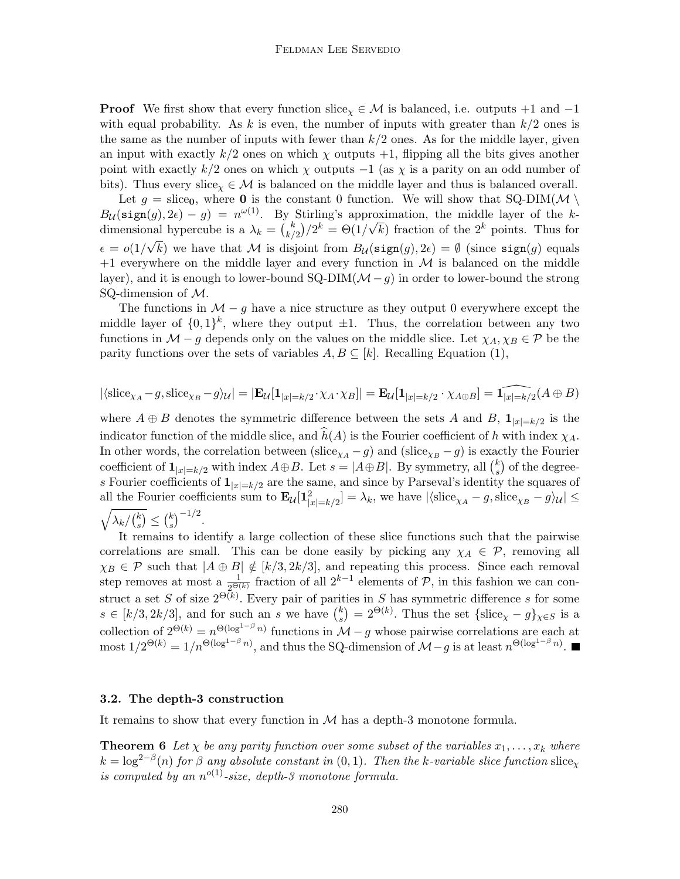**Proof** We first show that every function $\mathrm{slice}_\chi \in \mathcal{M}$ is balanced, i.e. outputs $+1$ and $-1$ with equal probability. As $k$ is even, the number of inputs with greater than $k/2$ ones is the same as the number of inputs with fewer than $k/2$ ones. As for the middle layer, given an input with exactly $k/2$ ones on which $\chi$ outputs $+1$, flipping all the bits gives another point with exactly $k/2$ ones on which $\chi$ outputs $-1$ (as $\chi$ is a parity on an odd number of bits). Thus every $\mathrm{slice}_\chi \in \mathcal{M}$ is balanced on the middle layer and thus is balanced overall.

Let $g = \mathrm{slice}_{\mathbf{0}}$, where $\mathbf{0}$ is the constant 0 function. We will show that SQ-DIM$(\mathcal{M} \setminus B_{\mathcal{U}}(\mathtt{sign}(g), 2\epsilon) - g) = n^{\omega(1)}$. By Stirling's approximation, the middle layer of the $k$-dimensional hypercube is a $\lambda_k = \binom{k}{k/2}/2^k = \Theta(1/\sqrt{k})$ fraction of the $2^k$ points. Thus for $\epsilon = o(1/\sqrt{k})$ we have that $\mathcal{M}$ is disjoint from $B_{\mathcal{U}}(\mathtt{sign}(g), 2\epsilon) = \emptyset$ (since $\mathtt{sign}(g)$ equals $+1$ everywhere on the middle layer and every function in $\mathcal{M}$ is balanced on the middle layer), and it is enough to lower-bound SQ-DIM$(\mathcal{M} - g)$ in order to lower-bound the strong SQ-dimension of $\mathcal{M}$.

The functions in $\mathcal{M} - g$ have a nice structure as they output 0 everywhere except the middle layer of $\{0,1\}^k$, where they output $\pm 1$. Thus, the correlation between any two functions in $\mathcal{M} - g$ depends only on the values on the middle slice. Let $\chi_A, \chi_B \in \mathcal{P}$ be the parity functions over the sets of variables $A, B \subseteq [k]$. Recalling Equation (1),

$$|\langle \mathrm{slice}_{\chi_A} - g, \mathrm{slice}_{\chi_B} - g\rangle_{\mathcal{U}}| = |\mathbf{E}_{\mathcal{U}}[\mathbf{1}_{|x|=k/2} \cdot \chi_A \cdot \chi_B]| = \mathbf{E}_{\mathcal{U}}[\mathbf{1}_{|x|=k/2} \cdot \chi_{A \oplus B}] = \widehat{\mathbf{1}_{|x|=k/2}}(A \oplus B)$$

where $A \oplus B$ denotes the symmetric difference between the sets $A$ and $B$, $\mathbf{1}_{|x|=k/2}$ is the indicator function of the middle slice, and $\widehat{h}(A)$ is the Fourier coefficient of $h$ with index $\chi_A$. In other words, the correlation between $(\mathrm{slice}_{\chi_A} - g)$ and $(\mathrm{slice}_{\chi_B} - g)$ is exactly the Fourier coefficient of $\mathbf{1}_{|x|=k/2}$ with index $A \oplus B$. Let $s = |A \oplus B|$. By symmetry, all $\binom{k}{s}$ of the degree-$s$ Fourier coefficients of $\mathbf{1}_{|x|=k/2}$ are the same, and since by Parseval's identity the squares of all the Fourier coefficients sum to $\mathbf{E}_{\mathcal{U}}[\mathbf{1}^2_{|x|=k/2}] = \lambda_k$, we have $|\langle \mathrm{slice}_{\chi_A} - g, \mathrm{slice}_{\chi_B} - g\rangle_{\mathcal{U}}| \leq \sqrt{\lambda_k / \binom{k}{s}} \leq \binom{k}{s}^{-1/2}$.

It remains to identify a large collection of these slice functions such that the pairwise correlations are small. This can be done easily by picking any $\chi_A \in \mathcal{P}$, removing all $\chi_B \in \mathcal{P}$ such that $|A \oplus B| \notin [k/3, 2k/3]$, and repeating this process. Since each removal step removes at most a $\frac{1}{2^{\Theta(k)}}$ fraction of all $2^{k-1}$ elements of $\mathcal{P}$, in this fashion we can construct a set $S$ of size $2^{\Theta(k)}$. Every pair of parities in $S$ has symmetric difference $s$ for some $s \in [k/3, 2k/3]$, and for such an $s$ we have $\binom{k}{s} = 2^{\Theta(k)}$. Thus the set $\{\mathrm{slice}_\chi - g\}_{\chi \in S}$ is a collection of $2^{\Theta(k)} = n^{\Theta(\log^{1-\beta} n)}$ functions in $\mathcal{M} - g$ whose pairwise correlations are each at most $1/2^{\Theta(k)} = 1/n^{\Theta(\log^{1-\beta} n)}$, and thus the SQ-dimension of $\mathcal{M} - g$ is at least $n^{\Theta(\log^{1-\beta} n)}$. ■

### 3.2. The depth-3 construction

It remains to show that every function in $\mathcal{M}$ has a depth-3 monotone formula.

**Theorem 6** *Let $\chi$ be any parity function over some subset of the variables $x_1, \ldots, x_k$ where $k = \log^{2-\beta}(n)$ for $\beta$ any absolute constant in $(0,1)$. Then the $k$-variable slice function $\mathrm{slice}_\chi$ is computed by an $n^{o(1)}$-size, depth-3 monotone formula.*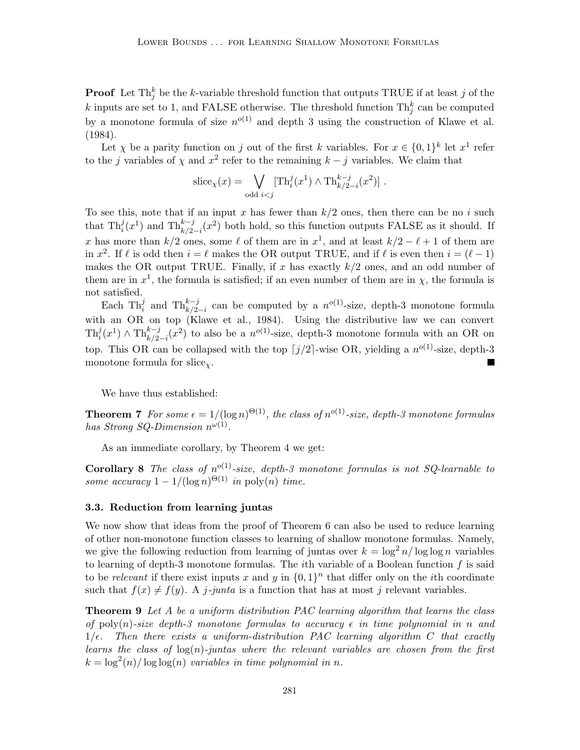**Proof** Let $\mathrm{Th}_j^k$ be the $k$-variable threshold function that outputs TRUE if at least $j$ of the $k$ inputs are set to 1, and FALSE otherwise. The threshold function $\mathrm{Th}_j^k$ can be computed by a monotone formula of size $n^{o(1)}$ and depth 3 using the construction of Klawe et al. (1984).

Let $\chi$ be a parity function on $j$ out of the first $k$ variables. For $x \in \{0,1\}^k$ let $x^1$ refer to the $j$ variables of $\chi$ and $x^2$ refer to the remaining $k-j$ variables. We claim that

$$\mathrm{slice}_\chi(x) = \bigvee_{\text{odd } i<j} [\mathrm{Th}_i^j(x^1) \wedge \mathrm{Th}_{k/2-i}^{k-j}(x^2)] \; .$$

To see this, note that if an input $x$ has fewer than $k/2$ ones, then there can be no $i$ such that $\mathrm{Th}_i^j(x^1)$ and $\mathrm{Th}_{k/2-i}^{k-j}(x^2)$ both hold, so this function outputs FALSE as it should. If $x$ has more than $k/2$ ones, some $\ell$ of them are in $x^1$, and at least $k/2 - \ell + 1$ of them are in $x^2$. If $\ell$ is odd then $i = \ell$ makes the OR output TRUE, and if $\ell$ is even then $i = (\ell - 1)$ makes the OR output TRUE. Finally, if $x$ has exactly $k/2$ ones, and an odd number of them are in $x^1$, the formula is satisfied; if an even number of them are in $\chi$, the formula is not satisfied.

Each $\mathrm{Th}_i^j$ and $\mathrm{Th}_{k/2-i}^{k-j}$ can be computed by a $n^{o(1)}$-size, depth-3 monotone formula with an OR on top (Klawe et al., 1984). Using the distributive law we can convert $\mathrm{Th}_i^j(x^1) \wedge \mathrm{Th}_{k/2-i}^{k-j}(x^2)$ to also be a $n^{o(1)}$-size, depth-3 monotone formula with an OR on top. This OR can be collapsed with the top $\lceil j/2 \rceil$-wise OR, yielding a $n^{o(1)}$-size, depth-3 monotone formula for $\mathrm{slice}_\chi$. ∎

We have thus established:

**Theorem 7** *For some $\epsilon = 1/(\log n)^{\Theta(1)}$, the class of $n^{o(1)}$-size, depth-3 monotone formulas has Strong SQ-Dimension $n^{\omega(1)}$.*

As an immediate corollary, by Theorem 4 we get:

**Corollary 8** *The class of $n^{o(1)}$-size, depth-3 monotone formulas is not SQ-learnable to some accuracy $1 - 1/(\log n)^{\Theta(1)}$ in $\mathrm{poly}(n)$ time.*

### 3.3. Reduction from learning juntas

We now show that ideas from the proof of Theorem 6 can also be used to reduce learning of other non-monotone function classes to learning of shallow monotone formulas. Namely, we give the following reduction from learning of juntas over $k = \log^2 n / \log \log n$ variables to learning of depth-3 monotone formulas. The $i$th variable of a Boolean function $f$ is said to be *relevant* if there exist inputs $x$ and $y$ in $\{0,1\}^n$ that differ only on the $i$th coordinate such that $f(x) \neq f(y)$. A *$j$-junta* is a function that has at most $j$ relevant variables.

**Theorem 9** *Let $A$ be a uniform distribution PAC learning algorithm that learns the class of $\mathrm{poly}(n)$-size depth-3 monotone formulas to accuracy $\epsilon$ in time polynomial in $n$ and $1/\epsilon$. Then there exists a uniform-distribution PAC learning algorithm $C$ that exactly learns the class of $\log(n)$-juntas where the relevant variables are chosen from the first $k = \log^2(n)/\log\log(n)$ variables in time polynomial in $n$.*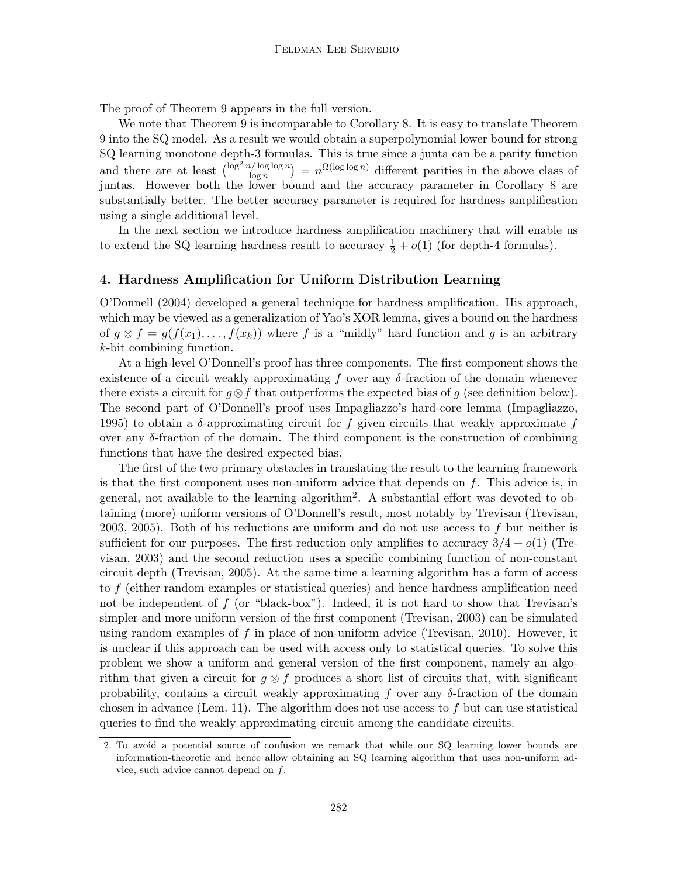The proof of Theorem 9 appears in the full version.

We note that Theorem 9 is incomparable to Corollary 8. It is easy to translate Theorem 9 into the SQ model. As a result we would obtain a superpolynomial lower bound for strong SQ learning monotone depth-3 formulas. This is true since a junta can be a parity function and there are at least $\binom{\log^2 n/\log\log n}{\log n} = n^{\Omega(\log\log n)}$ different parities in the above class of juntas. However both the lower bound and the accuracy parameter in Corollary 8 are substantially better. The better accuracy parameter is required for hardness amplification using a single additional level.

In the next section we introduce hardness amplification machinery that will enable us to extend the SQ learning hardness result to accuracy $\frac{1}{2} + o(1)$ (for depth-4 formulas).

## 4. Hardness Amplification for Uniform Distribution Learning

O'Donnell (2004) developed a general technique for hardness amplification. His approach, which may be viewed as a generalization of Yao's XOR lemma, gives a bound on the hardness of $g \otimes f = g(f(x_1), \ldots, f(x_k))$ where $f$ is a "mildly" hard function and $g$ is an arbitrary $k$-bit combining function.

At a high-level O'Donnell's proof has three components. The first component shows the existence of a circuit weakly approximating $f$ over any $\delta$-fraction of the domain whenever there exists a circuit for $g \otimes f$ that outperforms the expected bias of $g$ (see definition below). The second part of O'Donnell's proof uses Impagliazzo's hard-core lemma (Impagliazzo, 1995) to obtain a $\delta$-approximating circuit for $f$ given circuits that weakly approximate $f$ over any $\delta$-fraction of the domain. The third component is the construction of combining functions that have the desired expected bias.

The first of the two primary obstacles in translating the result to the learning framework is that the first component uses non-uniform advice that depends on $f$. This advice is, in general, not available to the learning algorithm[2]. A substantial effort was devoted to obtaining (more) uniform versions of O'Donnell's result, most notably by Trevisan (Trevisan, 2003, 2005). Both of his reductions are uniform and do not use access to $f$ but neither is sufficient for our purposes. The first reduction only amplifies to accuracy $3/4 + o(1)$ (Trevisan, 2003) and the second reduction uses a specific combining function of non-constant circuit depth (Trevisan, 2005). At the same time a learning algorithm has a form of access to $f$ (either random examples or statistical queries) and hence hardness amplification need not be independent of $f$ (or "black-box"). Indeed, it is not hard to show that Trevisan's simpler and more uniform version of the first component (Trevisan, 2003) can be simulated using random examples of $f$ in place of non-uniform advice (Trevisan, 2010). However, it is unclear if this approach can be used with access only to statistical queries. To solve this problem we show a uniform and general version of the first component, namely an algorithm that given a circuit for $g \otimes f$ produces a short list of circuits that, with significant probability, contains a circuit weakly approximating $f$ over any $\delta$-fraction of the domain chosen in advance (Lem. 11). The algorithm does not use access to $f$ but can use statistical queries to find the weakly approximating circuit among the candidate circuits.

2. To avoid a potential source of confusion we remark that while our SQ learning lower bounds are information-theoretic and hence allow obtaining an SQ learning algorithm that uses non-uniform advice, such advice cannot depend on $f$.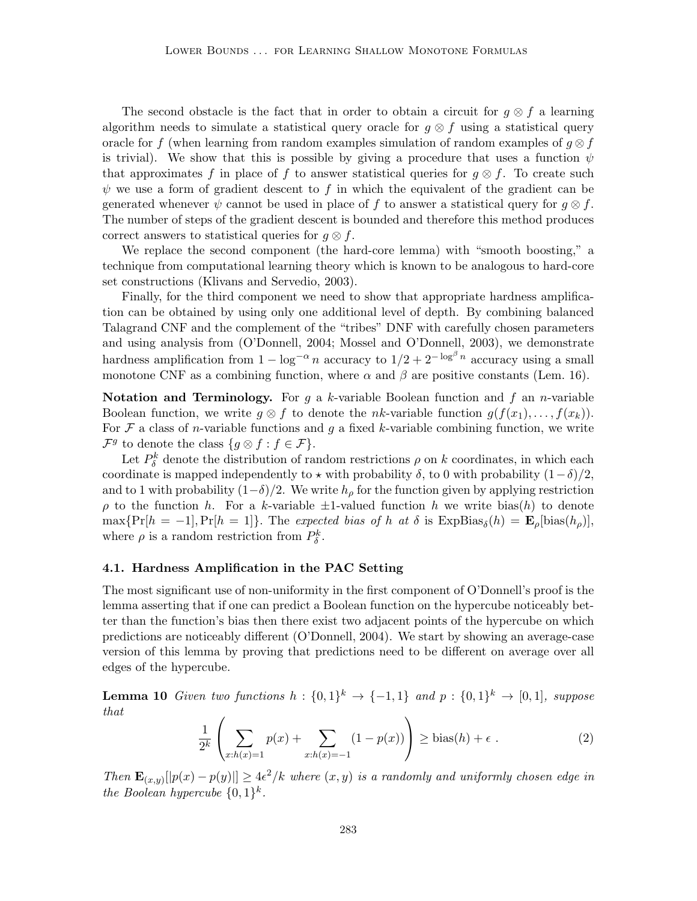The second obstacle is the fact that in order to obtain a circuit for $g \otimes f$ a learning algorithm needs to simulate a statistical query oracle for $g \otimes f$ using a statistical query oracle for $f$ (when learning from random examples simulation of random examples of $g \otimes f$ is trivial). We show that this is possible by giving a procedure that uses a function $\psi$ that approximates $f$ in place of $f$ to answer statistical queries for $g \otimes f$. To create such $\psi$ we use a form of gradient descent to $f$ in which the equivalent of the gradient can be generated whenever $\psi$ cannot be used in place of $f$ to answer a statistical query for $g \otimes f$. The number of steps of the gradient descent is bounded and therefore this method produces correct answers to statistical queries for $g \otimes f$.

We replace the second component (the hard-core lemma) with "smooth boosting," a technique from computational learning theory which is known to be analogous to hard-core set constructions (Klivans and Servedio, 2003).

Finally, for the third component we need to show that appropriate hardness amplification can be obtained by using only one additional level of depth. By combining balanced Talagrand CNF and the complement of the "tribes" DNF with carefully chosen parameters and using analysis from (O'Donnell, 2004; Mossel and O'Donnell, 2003), we demonstrate hardness amplification from $1 - \log^{-\alpha} n$ accuracy to $1/2 + 2^{-\log^{\beta} n}$ accuracy using a small monotone CNF as a combining function, where $\alpha$ and $\beta$ are positive constants (Lem. 16).

**Notation and Terminology.** For $g$ a $k$-variable Boolean function and $f$ an $n$-variable Boolean function, we write $g \otimes f$ to denote the $nk$-variable function $g(f(x_1), \ldots, f(x_k))$. For $\mathcal{F}$ a class of $n$-variable functions and $g$ a fixed $k$-variable combining function, we write $\mathcal{F}^g$ to denote the class $\{g \otimes f : f \in \mathcal{F}\}$.

Let $P_\delta^k$ denote the distribution of random restrictions $\rho$ on $k$ coordinates, in which each coordinate is mapped independently to $\star$ with probability $\delta$, to 0 with probability $(1-\delta)/2$, and to 1 with probability $(1-\delta)/2$. We write $h_\rho$ for the function given by applying restriction $\rho$ to the function $h$. For a $k$-variable $\pm1$-valued function $h$ we write $\mathrm{bias}(h)$ to denote $\max\{\Pr[h = -1], \Pr[h = 1]\}$. The *expected bias of $h$ at $\delta$* is $\mathrm{ExpBias}_\delta(h) = \mathbf{E}_\rho[\mathrm{bias}(h_\rho)]$, where $\rho$ is a random restriction from $P_\delta^k$.

### 4.1. Hardness Amplification in the PAC Setting

The most significant use of non-uniformity in the first component of O'Donnell's proof is the lemma asserting that if one can predict a Boolean function on the hypercube noticeably better than the function's bias then there exist two adjacent points of the hypercube on which predictions are noticeably different (O'Donnell, 2004). We start by showing an average-case version of this lemma by proving that predictions need to be different on average over all edges of the hypercube.

**Lemma 10** *Given two functions $h : \{0,1\}^k \to \{-1,1\}$ and $p : \{0,1\}^k \to [0,1]$, suppose that*

$$\frac{1}{2^k}\left(\sum_{x:h(x)=1} p(x) + \sum_{x:h(x)=-1} (1 - p(x))\right) \geq \mathrm{bias}(h) + \epsilon \ . \tag{2}$$

*Then $\mathbf{E}_{(x,y)}[|p(x) - p(y)|] \geq 4\epsilon^2/k$ where $(x, y)$ is a randomly and uniformly chosen edge in the Boolean hypercube $\{0,1\}^k$.*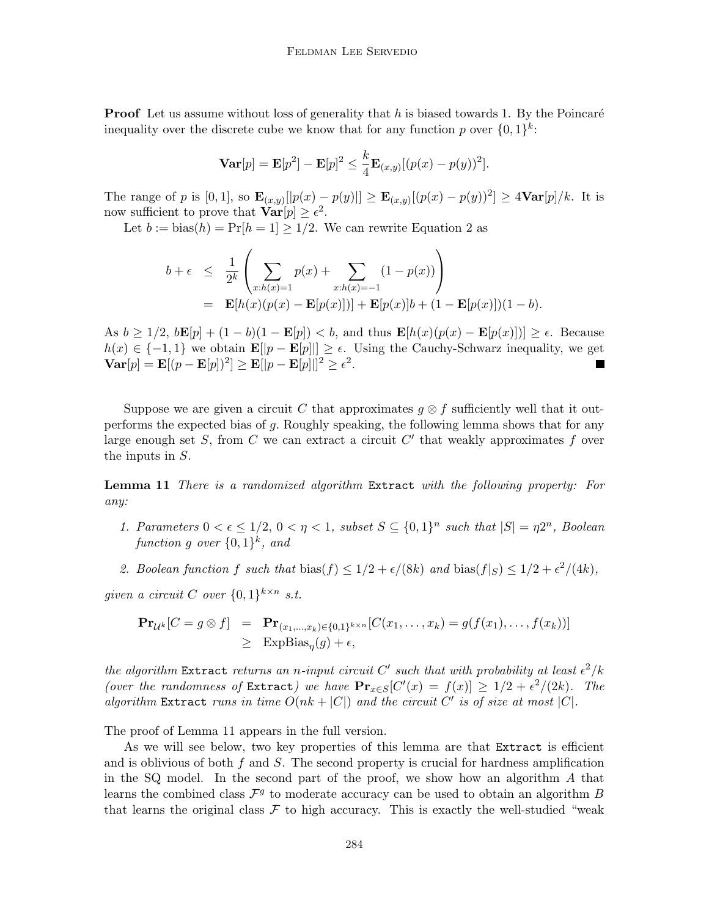**Proof** Let us assume without loss of generality that $h$ is biased towards 1. By the Poincaré inequality over the discrete cube we know that for any function $p$ over $\{0,1\}^k$:

$$\mathbf{Var}[p] = \mathbf{E}[p^2] - \mathbf{E}[p]^2 \leq \frac{k}{4}\mathbf{E}_{(x,y)}[(p(x) - p(y))^2].$$

The range of $p$ is $[0,1]$, so $\mathbf{E}_{(x,y)}[|p(x) - p(y)|] \geq \mathbf{E}_{(x,y)}[(p(x) - p(y))^2] \geq 4\mathbf{Var}[p]/k$. It is now sufficient to prove that $\mathbf{Var}[p] \geq \epsilon^2$.

Let $b := \text{bias}(h) = \Pr[h = 1] \geq 1/2$. We can rewrite Equation 2 as

$$\begin{aligned} b + \epsilon &\leq \frac{1}{2^k}\left(\sum_{x:h(x)=1} p(x) + \sum_{x:h(x)=-1} (1 - p(x))\right) \\ &= \mathbf{E}[h(x)(p(x) - \mathbf{E}[p(x)])] + \mathbf{E}[p(x)]b + (1 - \mathbf{E}[p(x)])(1 - b). \end{aligned}$$

As $b \geq 1/2$, $b\mathbf{E}[p] + (1-b)(1 - \mathbf{E}[p]) < b$, and thus $\mathbf{E}[h(x)(p(x) - \mathbf{E}[p(x)])] \geq \epsilon$. Because $h(x) \in \{-1, 1\}$ we obtain $\mathbf{E}[|p - \mathbf{E}[p]|] \geq \epsilon$. Using the Cauchy-Schwarz inequality, we get $\mathbf{Var}[p] = \mathbf{E}[(p - \mathbf{E}[p])^2] \geq \mathbf{E}[|p - \mathbf{E}[p]|]^2 \geq \epsilon^2$. ■

Suppose we are given a circuit $C$ that approximates $g \otimes f$ sufficiently well that it outperforms the expected bias of $g$. Roughly speaking, the following lemma shows that for any large enough set $S$, from $C$ we can extract a circuit $C'$ that weakly approximates $f$ over the inputs in $S$.

**Lemma 11** *There is a randomized algorithm* `Extract` *with the following property: For any:*

1. *Parameters $0 < \epsilon \leq 1/2$, $0 < \eta < 1$, subset $S \subseteq \{0,1\}^n$ such that $|S| = \eta 2^n$, Boolean function $g$ over $\{0,1\}^k$, and*
2. *Boolean function $f$ such that $\text{bias}(f) \leq 1/2 + \epsilon/(8k)$ and $\text{bias}(f|_S) \leq 1/2 + \epsilon^2/(4k)$,*

*given a circuit $C$ over $\{0,1\}^{k \times n}$ s.t.*

$$\begin{aligned} \mathbf{Pr}_{\mathcal{U}^k}[C = g \otimes f] &= \mathbf{Pr}_{(x_1,\ldots,x_k) \in \{0,1\}^{k \times n}}[C(x_1, \ldots, x_k) = g(f(x_1), \ldots, f(x_k))] \\ &\geq \text{ExpBias}_\eta(g) + \epsilon, \end{aligned}$$

*the algorithm* `Extract` *returns an $n$-input circuit $C'$ such that with probability at least $\epsilon^2/k$ (over the randomness of* `Extract`*) we have $\mathbf{Pr}_{x \in S}[C'(x) = f(x)] \geq 1/2 + \epsilon^2/(2k)$. The algorithm* `Extract` *runs in time $O(nk + |C|)$ and the circuit $C'$ is of size at most $|C|$.*

The proof of Lemma 11 appears in the full version.

As we will see below, two key properties of this lemma are that `Extract` is efficient and is oblivious of both $f$ and $S$. The second property is crucial for hardness amplification in the SQ model. In the second part of the proof, we show how an algorithm $A$ that learns the combined class $\mathcal{F}^g$ to moderate accuracy can be used to obtain an algorithm $B$ that learns the original class $\mathcal{F}$ to high accuracy. This is exactly the well-studied "weak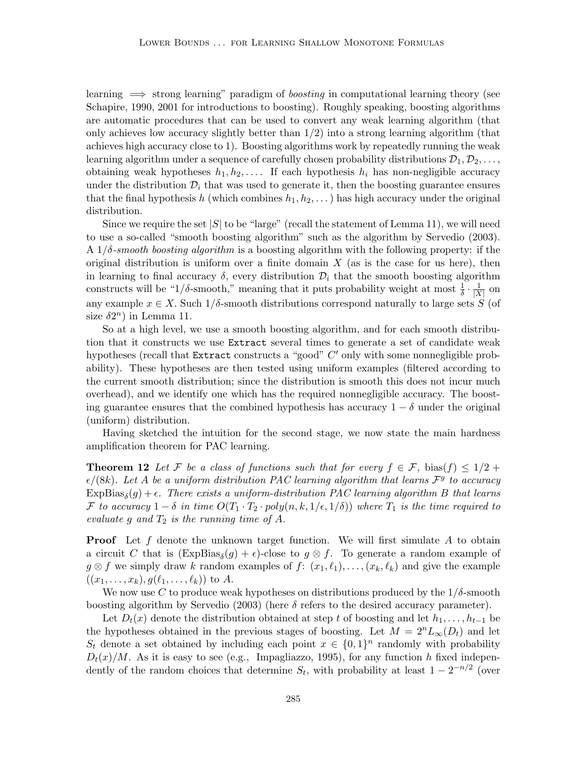learning $\implies$ strong learning" paradigm of *boosting* in computational learning theory (see Schapire, 1990, 2001 for introductions to boosting). Roughly speaking, boosting algorithms are automatic procedures that can be used to convert any weak learning algorithm (that only achieves low accuracy slightly better than $1/2$) into a strong learning algorithm (that achieves high accuracy close to 1). Boosting algorithms work by repeatedly running the weak learning algorithm under a sequence of carefully chosen probability distributions $\mathcal{D}_1, \mathcal{D}_2, \ldots$, obtaining weak hypotheses $h_1, h_2, \ldots$. If each hypothesis $h_i$ has non-negligible accuracy under the distribution $\mathcal{D}_i$ that was used to generate it, then the boosting guarantee ensures that the final hypothesis $h$ (which combines $h_1, h_2, \ldots$) has high accuracy under the original distribution.

Since we require the set $|S|$ to be "large" (recall the statement of Lemma 11), we will need to use a so-called "smooth boosting algorithm" such as the algorithm by Servedio (2003). A $1/\delta$-*smooth boosting algorithm* is a boosting algorithm with the following property: if the original distribution is uniform over a finite domain $X$ (as is the case for us here), then in learning to final accuracy $\delta$, every distribution $\mathcal{D}_i$ that the smooth boosting algorithm constructs will be "$1/\delta$-smooth," meaning that it puts probability weight at most $\frac{1}{\delta} \cdot \frac{1}{|X|}$ on any example $x \in X$. Such $1/\delta$-smooth distributions correspond naturally to large sets $S$ (of size $\delta 2^n$) in Lemma 11.

So at a high level, we use a smooth boosting algorithm, and for each smooth distribution that it constructs we use `Extract` several times to generate a set of candidate weak hypotheses (recall that `Extract` constructs a "good" $C'$ only with some nonnegligible probability). These hypotheses are then tested using uniform examples (filtered according to the current smooth distribution; since the distribution is smooth this does not incur much overhead), and we identify one which has the required nonnegligible accuracy. The boosting guarantee ensures that the combined hypothesis has accuracy $1 - \delta$ under the original (uniform) distribution.

Having sketched the intuition for the second stage, we now state the main hardness amplification theorem for PAC learning.

**Theorem 12** *Let $\mathcal{F}$ be a class of functions such that for every $f \in \mathcal{F}$, $\text{bias}(f) \leq 1/2 + \epsilon/(8k)$. Let $A$ be a uniform distribution PAC learning algorithm that learns $\mathcal{F}^g$ to accuracy $\text{ExpBias}_\delta(g) + \epsilon$. There exists a uniform-distribution PAC learning algorithm $B$ that learns $\mathcal{F}$ to accuracy $1 - \delta$ in time $O(T_1 \cdot T_2 \cdot poly(n, k, 1/\epsilon, 1/\delta))$ where $T_1$ is the time required to evaluate $g$ and $T_2$ is the running time of $A$.*

**Proof** Let $f$ denote the unknown target function. We will first simulate $A$ to obtain a circuit $C$ that is $(\text{ExpBias}_\delta(g) + \epsilon)$-close to $g \otimes f$. To generate a random example of $g \otimes f$ we simply draw $k$ random examples of $f$: $(x_1, \ell_1), \ldots, (x_k, \ell_k)$ and give the example $((x_1, \ldots, x_k), g(\ell_1, \ldots, \ell_k))$ to $A$.

We now use $C$ to produce weak hypotheses on distributions produced by the $1/\delta$-smooth boosting algorithm by Servedio (2003) (here $\delta$ refers to the desired accuracy parameter).

Let $D_t(x)$ denote the distribution obtained at step $t$ of boosting and let $h_1, \ldots, h_{t-1}$ be the hypotheses obtained in the previous stages of boosting. Let $M = 2^n L_\infty(D_t)$ and let $S_t$ denote a set obtained by including each point $x \in \{0,1\}^n$ randomly with probability $D_t(x)/M$. As it is easy to see (e.g., Impagliazzo, 1995), for any function $h$ fixed independently of the random choices that determine $S_t$, with probability at least $1 - 2^{-n/2}$ (over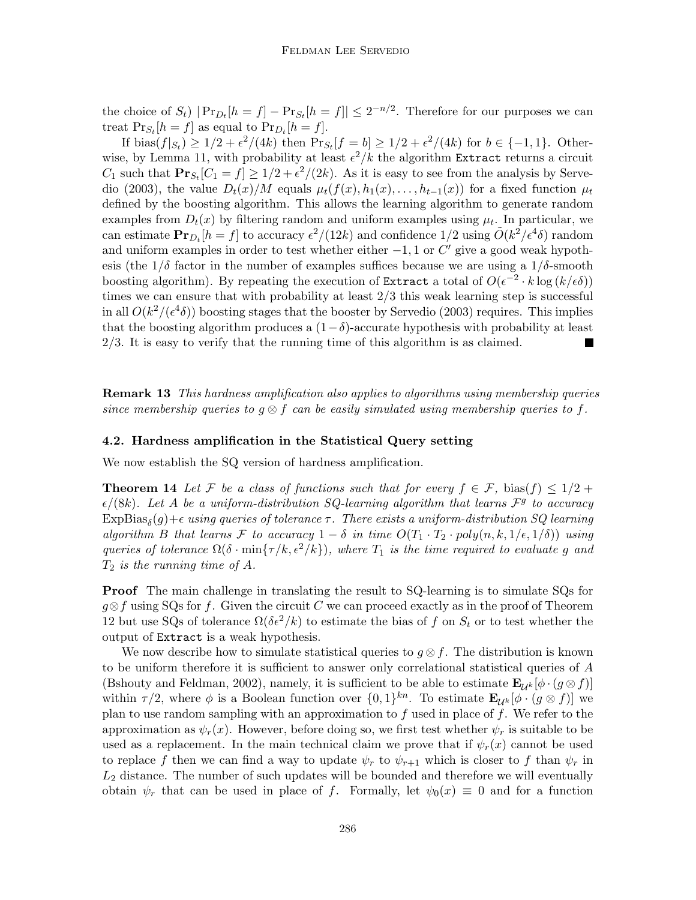the choice of $S_t$) $|\Pr_{D_t}[h = f] - \Pr_{S_t}[h = f]| \leq 2^{-n/2}$. Therefore for our purposes we can treat $\Pr_{S_t}[h = f]$ as equal to $\Pr_{D_t}[h = f]$.

If $\text{bias}(f|_{S_t}) \geq 1/2 + \epsilon^2/(4k)$ then $\Pr_{S_t}[f = b] \geq 1/2 + \epsilon^2/(4k)$ for $b \in \{-1, 1\}$. Otherwise, by Lemma 11, with probability at least $\epsilon^2/k$ the algorithm `Extract` returns a circuit $C_1$ such that $\mathbf{Pr}_{S_t}[C_1 = f] \geq 1/2 + \epsilon^2/(2k)$. As it is easy to see from the analysis by Servedio (2003), the value $D_t(x)/M$ equals $\mu_t(f(x), h_1(x), \ldots, h_{t-1}(x))$ for a fixed function $\mu_t$ defined by the boosting algorithm. This allows the learning algorithm to generate random examples from $D_t(x)$ by filtering random and uniform examples using $\mu_t$. In particular, we can estimate $\mathbf{Pr}_{D_t}[h = f]$ to accuracy $\epsilon^2/(12k)$ and confidence $1/2$ using $\tilde{O}(k^2/\epsilon^4\delta)$ random and uniform examples in order to test whether either $-1, 1$ or $C'$ give a good weak hypothesis (the $1/\delta$ factor in the number of examples suffices because we are using a $1/\delta$-smooth boosting algorithm). By repeating the execution of `Extract` a total of $O(\epsilon^{-2} \cdot k \log(k/\epsilon\delta))$ times we can ensure that with probability at least $2/3$ this weak learning step is successful in all $O(k^2/(\epsilon^4\delta))$ boosting stages that the booster by Servedio (2003) requires. This implies that the boosting algorithm produces a $(1-\delta)$-accurate hypothesis with probability at least $2/3$. It is easy to verify that the running time of this algorithm is as claimed. ∎

**Remark 13** *This hardness amplification also applies to algorithms using membership queries since membership queries to $g \otimes f$ can be easily simulated using membership queries to $f$.*

### 4.2. Hardness amplification in the Statistical Query setting

We now establish the SQ version of hardness amplification.

**Theorem 14** *Let $\mathcal{F}$ be a class of functions such that for every $f \in \mathcal{F}$, $\text{bias}(f) \leq 1/2 + \epsilon/(8k)$. Let $A$ be a uniform-distribution SQ-learning algorithm that learns $\mathcal{F}^g$ to accuracy $\text{ExpBias}_\delta(g)+\epsilon$ using queries of tolerance $\tau$. There exists a uniform-distribution SQ learning algorithm $B$ that learns $\mathcal{F}$ to accuracy $1-\delta$ in time $O(T_1 \cdot T_2 \cdot poly(n, k, 1/\epsilon, 1/\delta))$ using queries of tolerance $\Omega(\delta \cdot \min\{\tau/k, \epsilon^2/k\})$, where $T_1$ is the time required to evaluate $g$ and $T_2$ is the running time of $A$.*

**Proof** The main challenge in translating the result to SQ-learning is to simulate SQs for $g \otimes f$ using SQs for $f$. Given the circuit $C$ we can proceed exactly as in the proof of Theorem 12 but use SQs of tolerance $\Omega(\delta\epsilon^2/k)$ to estimate the bias of $f$ on $S_t$ or to test whether the output of `Extract` is a weak hypothesis.

We now describe how to simulate statistical queries to $g \otimes f$. The distribution is known to be uniform therefore it is sufficient to answer only correlational statistical queries of $A$ (Bshouty and Feldman, 2002), namely, it is sufficient to be able to estimate $\mathbf{E}_{\mathcal{U}^k}[\phi \cdot (g \otimes f)]$ within $\tau/2$, where $\phi$ is a Boolean function over $\{0,1\}^{kn}$. To estimate $\mathbf{E}_{\mathcal{U}^k}[\phi \cdot (g \otimes f)]$ we plan to use random sampling with an approximation to $f$ used in place of $f$. We refer to the approximation as $\psi_r(x)$. However, before doing so, we first test whether $\psi_r$ is suitable to be used as a replacement. In the main technical claim we prove that if $\psi_r(x)$ cannot be used to replace $f$ then we can find a way to update $\psi_r$ to $\psi_{r+1}$ which is closer to $f$ than $\psi_r$ in $L_2$ distance. The number of such updates will be bounded and therefore we will eventually obtain $\psi_r$ that can be used in place of $f$. Formally, let $\psi_0(x) \equiv 0$ and for a function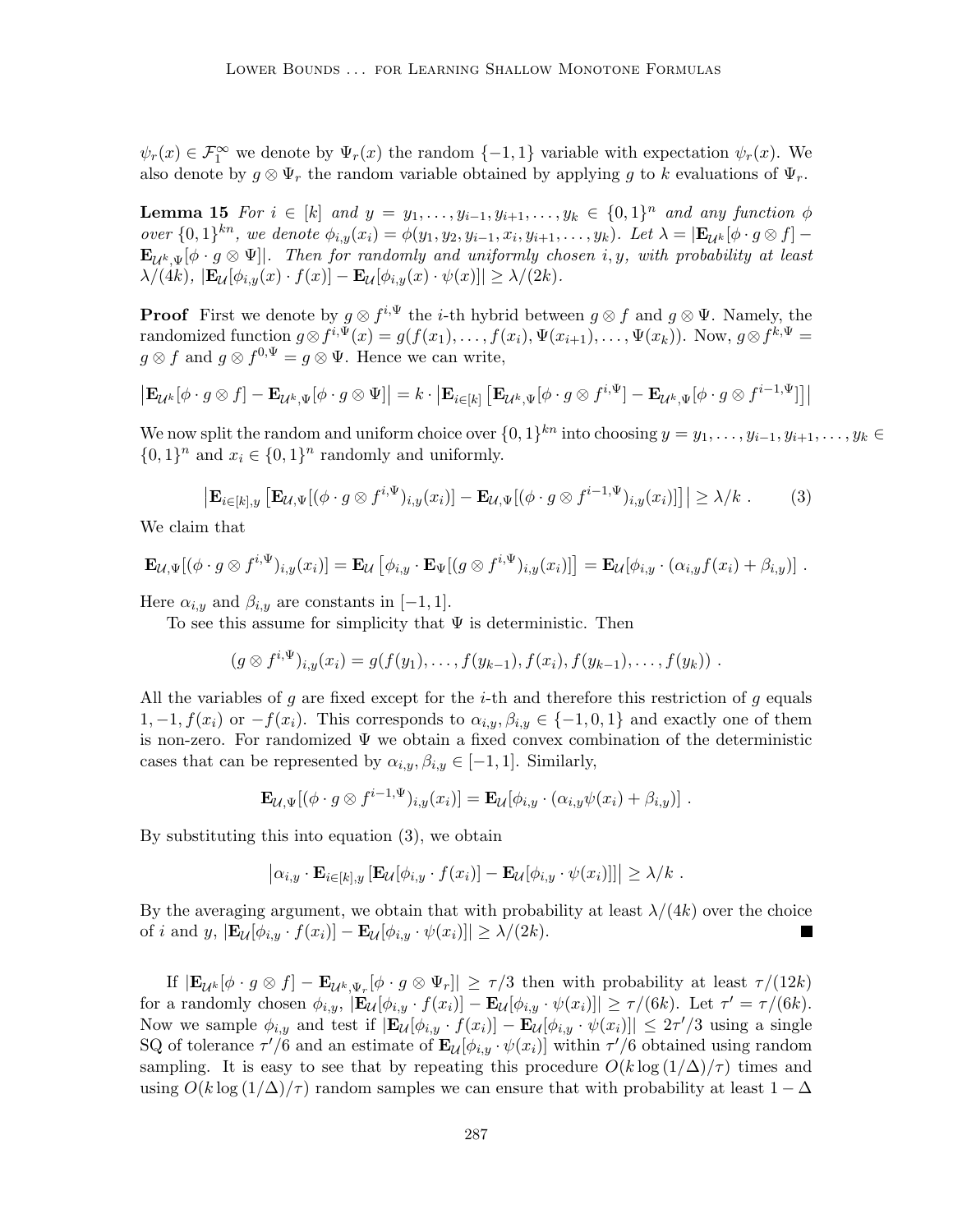$\psi_r(x) \in \mathcal{F}_1^\infty$ we denote by $\Psi_r(x)$ the random $\{-1, 1\}$ variable with expectation $\psi_r(x)$. We also denote by $g \otimes \Psi_r$ the random variable obtained by applying $g$ to $k$ evaluations of $\Psi_r$.

**Lemma 15** *For $i \in [k]$ and $y = y_1, \ldots, y_{i-1}, y_{i+1}, \ldots, y_k \in \{0,1\}^n$ and any function $\phi$ over $\{0,1\}^{kn}$, we denote $\phi_{i,y}(x_i) = \phi(y_1, y_2, y_{i-1}, x_i, y_{i+1}, \ldots, y_k)$. Let $\lambda = |\mathbf{E}_{\mathcal{U}^k}[\phi \cdot g \otimes f] - \mathbf{E}_{\mathcal{U}^k,\Psi}[\phi \cdot g \otimes \Psi]|$. Then for randomly and uniformly chosen $i, y$, with probability at least $\lambda/(4k)$, $|\mathbf{E}_{\mathcal{U}}[\phi_{i,y}(x) \cdot f(x)] - \mathbf{E}_{\mathcal{U}}[\phi_{i,y}(x) \cdot \psi(x)]| \geq \lambda/(2k)$.*

**Proof** First we denote by $g \otimes f^{i,\Psi}$ the $i$-th hybrid between $g \otimes f$ and $g \otimes \Psi$. Namely, the randomized function $g \otimes f^{i,\Psi}(x) = g(f(x_1), \ldots, f(x_i), \Psi(x_{i+1}), \ldots, \Psi(x_k))$. Now, $g \otimes f^{k,\Psi} = g \otimes f$ and $g \otimes f^{0,\Psi} = g \otimes \Psi$. Hence we can write,

$$\left|\mathbf{E}_{\mathcal{U}^k}[\phi \cdot g \otimes f] - \mathbf{E}_{\mathcal{U}^k,\Psi}[\phi \cdot g \otimes \Psi]\right| = k \cdot \left|\mathbf{E}_{i\in[k]}\left[\mathbf{E}_{\mathcal{U}^k,\Psi}[\phi \cdot g \otimes f^{i,\Psi}] - \mathbf{E}_{\mathcal{U}^k,\Psi}[\phi \cdot g \otimes f^{i-1,\Psi}]\right]\right|$$

We now split the random and uniform choice over $\{0,1\}^{kn}$ into choosing $y = y_1, \ldots, y_{i-1}, y_{i+1}, \ldots, y_k \in \{0,1\}^n$ and $x_i \in \{0,1\}^n$ randomly and uniformly.

$$\left|\mathbf{E}_{i\in[k],y}\left[\mathbf{E}_{\mathcal{U},\Psi}[(\phi \cdot g \otimes f^{i,\Psi})_{i,y}(x_i)] - \mathbf{E}_{\mathcal{U},\Psi}[(\phi \cdot g \otimes f^{i-1,\Psi})_{i,y}(x_i)]\right]\right| \geq \lambda/k \ . \tag{3}$$

We claim that

$$\mathbf{E}_{\mathcal{U},\Psi}[(\phi \cdot g \otimes f^{i,\Psi})_{i,y}(x_i)] = \mathbf{E}_{\mathcal{U}}\left[\phi_{i,y} \cdot \mathbf{E}_\Psi[(g \otimes f^{i,\Psi})_{i,y}(x_i)]\right] = \mathbf{E}_{\mathcal{U}}[\phi_{i,y} \cdot (\alpha_{i,y} f(x_i) + \beta_{i,y})] \ .$$

Here $\alpha_{i,y}$ and $\beta_{i,y}$ are constants in $[-1, 1]$.

To see this assume for simplicity that $\Psi$ is deterministic. Then

$$(g \otimes f^{i,\Psi})_{i,y}(x_i) = g(f(y_1), \ldots, f(y_{k-1}), f(x_i), f(y_{k-1}), \ldots, f(y_k)) \ .$$

All the variables of $g$ are fixed except for the $i$-th and therefore this restriction of $g$ equals $1, -1, f(x_i)$ or $-f(x_i)$. This corresponds to $\alpha_{i,y}, \beta_{i,y} \in \{-1, 0, 1\}$ and exactly one of them is non-zero. For randomized $\Psi$ we obtain a fixed convex combination of the deterministic cases that can be represented by $\alpha_{i,y}, \beta_{i,y} \in [-1, 1]$. Similarly,

$$\mathbf{E}_{\mathcal{U},\Psi}[(\phi \cdot g \otimes f^{i-1,\Psi})_{i,y}(x_i)] = \mathbf{E}_{\mathcal{U}}[\phi_{i,y} \cdot (\alpha_{i,y} \psi(x_i) + \beta_{i,y})] \ .$$

By substituting this into equation (3), we obtain

$$\left|\alpha_{i,y} \cdot \mathbf{E}_{i\in[k],y}\left[\mathbf{E}_{\mathcal{U}}[\phi_{i,y} \cdot f(x_i)] - \mathbf{E}_{\mathcal{U}}[\phi_{i,y} \cdot \psi(x_i)]\right]\right| \geq \lambda/k \ .$$

By the averaging argument, we obtain that with probability at least $\lambda/(4k)$ over the choice of $i$ and $y$, $|\mathbf{E}_{\mathcal{U}}[\phi_{i,y} \cdot f(x_i)] - \mathbf{E}_{\mathcal{U}}[\phi_{i,y} \cdot \psi(x_i)]| \geq \lambda/(2k)$. ∎

If $|\mathbf{E}_{\mathcal{U}^k}[\phi \cdot g \otimes f] - \mathbf{E}_{\mathcal{U}^k,\Psi_r}[\phi \cdot g \otimes \Psi_r]| \geq \tau/3$ then with probability at least $\tau/(12k)$ for a randomly chosen $\phi_{i,y}$, $|\mathbf{E}_{\mathcal{U}}[\phi_{i,y} \cdot f(x_i)] - \mathbf{E}_{\mathcal{U}}[\phi_{i,y} \cdot \psi(x_i)]| \geq \tau/(6k)$. Let $\tau' = \tau/(6k)$. Now we sample $\phi_{i,y}$ and test if $|\mathbf{E}_{\mathcal{U}}[\phi_{i,y} \cdot f(x_i)] - \mathbf{E}_{\mathcal{U}}[\phi_{i,y} \cdot \psi(x_i)]| \leq 2\tau'/3$ using a single SQ of tolerance $\tau'/6$ and an estimate of $\mathbf{E}_{\mathcal{U}}[\phi_{i,y} \cdot \psi(x_i)]$ within $\tau'/6$ obtained using random sampling. It is easy to see that by repeating this procedure $O(k \log(1/\Delta)/\tau)$ times and using $O(k \log(1/\Delta)/\tau)$ random samples we can ensure that with probability at least $1 - \Delta$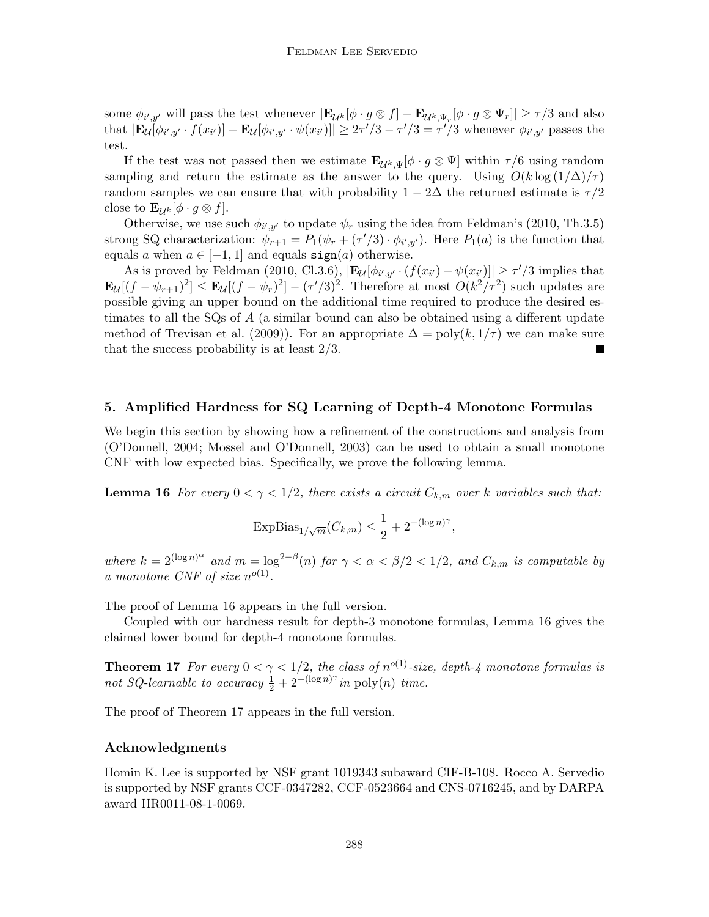some $\phi_{i',y'}$ will pass the test whenever $|\mathbf{E}_{\mathcal{U}^k}[\phi \cdot g \otimes f] - \mathbf{E}_{\mathcal{U}^k,\Psi_r}[\phi \cdot g \otimes \Psi_r]| \geq \tau/3$ and also that $|\mathbf{E}_{\mathcal{U}}[\phi_{i',y'} \cdot f(x_{i'})] - \mathbf{E}_{\mathcal{U}}[\phi_{i',y'} \cdot \psi(x_{i'})]| \geq 2\tau'/3 - \tau'/3 = \tau'/3$ whenever $\phi_{i',y'}$ passes the test.

If the test was not passed then we estimate $\mathbf{E}_{\mathcal{U}^k,\Psi}[\phi \cdot g \otimes \Psi]$ within $\tau/6$ using random sampling and return the estimate as the answer to the query. Using $O(k \log(1/\Delta)/\tau)$ random samples we can ensure that with probability $1 - 2\Delta$ the returned estimate is $\tau/2$ close to $\mathbf{E}_{\mathcal{U}^k}[\phi \cdot g \otimes f]$.

Otherwise, we use such $\phi_{i',y'}$ to update $\psi_r$ using the idea from Feldman's (2010, Th.3.5) strong SQ characterization: $\psi_{r+1} = P_1(\psi_r + (\tau'/3) \cdot \phi_{i',y'})$. Here $P_1(a)$ is the function that equals $a$ when $a \in [-1, 1]$ and equals $\mathtt{sign}(a)$ otherwise.

As is proved by Feldman (2010, Cl.3.6), $|\mathbf{E}_{\mathcal{U}}[\phi_{i',y'} \cdot (f(x_{i'}) - \psi(x_{i'})]| \geq \tau'/3$ implies that $\mathbf{E}_{\mathcal{U}}[(f - \psi_{r+1})^2] \leq \mathbf{E}_{\mathcal{U}}[(f - \psi_r)^2] - (\tau'/3)^2$. Therefore at most $O(k^2/\tau^2)$ such updates are possible giving an upper bound on the additional time required to produce the desired estimates to all the SQs of $A$ (a similar bound can also be obtained using a different update method of Trevisan et al. (2009)). For an appropriate $\Delta = \text{poly}(k, 1/\tau)$ we can make sure that the success probability is at least $2/3$. ∎

## 5. Amplified Hardness for SQ Learning of Depth-4 Monotone Formulas

We begin this section by showing how a refinement of the constructions and analysis from (O'Donnell, 2004; Mossel and O'Donnell, 2003) can be used to obtain a small monotone CNF with low expected bias. Specifically, we prove the following lemma.

**Lemma 16** *For every $0 < \gamma < 1/2$, there exists a circuit $C_{k,m}$ over $k$ variables such that:*

$$\text{ExpBias}_{1/\sqrt{m}}(C_{k,m}) \leq \frac{1}{2} + 2^{-(\log n)^\gamma},$$

*where $k = 2^{(\log n)^\alpha}$ and $m = \log^{2-\beta}(n)$ for $\gamma < \alpha < \beta/2 < 1/2$, and $C_{k,m}$ is computable by a monotone CNF of size $n^{o(1)}$.*

The proof of Lemma 16 appears in the full version.

Coupled with our hardness result for depth-3 monotone formulas, Lemma 16 gives the claimed lower bound for depth-4 monotone formulas.

**Theorem 17** *For every $0 < \gamma < 1/2$, the class of $n^{o(1)}$-size, depth-4 monotone formulas is not SQ-learnable to accuracy $\frac{1}{2} + 2^{-(\log n)^\gamma}$ in $\text{poly}(n)$ time.*

The proof of Theorem 17 appears in the full version.

### Acknowledgments

Homin K. Lee is supported by NSF grant 1019343 subaward CIF-B-108. Rocco A. Servedio is supported by NSF grants CCF-0347282, CCF-0523664 and CNS-0716245, and by DARPA award HR0011-08-1-0069.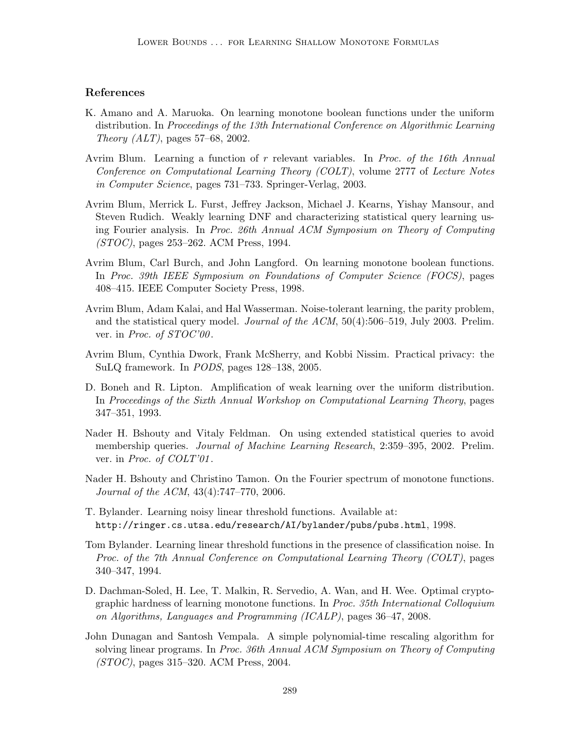## References

K. Amano and A. Maruoka. On learning monotone boolean functions under the uniform distribution. In *Proceedings of the 13th International Conference on Algorithmic Learning Theory (ALT)*, pages 57–68, 2002.

Avrim Blum. Learning a function of $r$ relevant variables. In *Proc. of the 16th Annual Conference on Computational Learning Theory (COLT)*, volume 2777 of *Lecture Notes in Computer Science*, pages 731–733. Springer-Verlag, 2003.

Avrim Blum, Merrick L. Furst, Jeffrey Jackson, Michael J. Kearns, Yishay Mansour, and Steven Rudich. Weakly learning DNF and characterizing statistical query learning using Fourier analysis. In *Proc. 26th Annual ACM Symposium on Theory of Computing (STOC)*, pages 253–262. ACM Press, 1994.

Avrim Blum, Carl Burch, and John Langford. On learning monotone boolean functions. In *Proc. 39th IEEE Symposium on Foundations of Computer Science (FOCS)*, pages 408–415. IEEE Computer Society Press, 1998.

Avrim Blum, Adam Kalai, and Hal Wasserman. Noise-tolerant learning, the parity problem, and the statistical query model. *Journal of the ACM*, 50(4):506–519, July 2003. Prelim. ver. in *Proc. of STOC'00*.

Avrim Blum, Cynthia Dwork, Frank McSherry, and Kobbi Nissim. Practical privacy: the SuLQ framework. In *PODS*, pages 128–138, 2005.

D. Boneh and R. Lipton. Amplification of weak learning over the uniform distribution. In *Proceedings of the Sixth Annual Workshop on Computational Learning Theory*, pages 347–351, 1993.

Nader H. Bshouty and Vitaly Feldman. On using extended statistical queries to avoid membership queries. *Journal of Machine Learning Research*, 2:359–395, 2002. Prelim. ver. in *Proc. of COLT'01*.

Nader H. Bshouty and Christino Tamon. On the Fourier spectrum of monotone functions. *Journal of the ACM*, 43(4):747–770, 2006.

T. Bylander. Learning noisy linear threshold functions. Available at: `http://ringer.cs.utsa.edu/research/AI/bylander/pubs/pubs.html`, 1998.

Tom Bylander. Learning linear threshold functions in the presence of classification noise. In *Proc. of the 7th Annual Conference on Computational Learning Theory (COLT)*, pages 340–347, 1994.

D. Dachman-Soled, H. Lee, T. Malkin, R. Servedio, A. Wan, and H. Wee. Optimal cryptographic hardness of learning monotone functions. In *Proc. 35th International Colloquium on Algorithms, Languages and Programming (ICALP)*, pages 36–47, 2008.

John Dunagan and Santosh Vempala. A simple polynomial-time rescaling algorithm for solving linear programs. In *Proc. 36th Annual ACM Symposium on Theory of Computing (STOC)*, pages 315–320. ACM Press, 2004.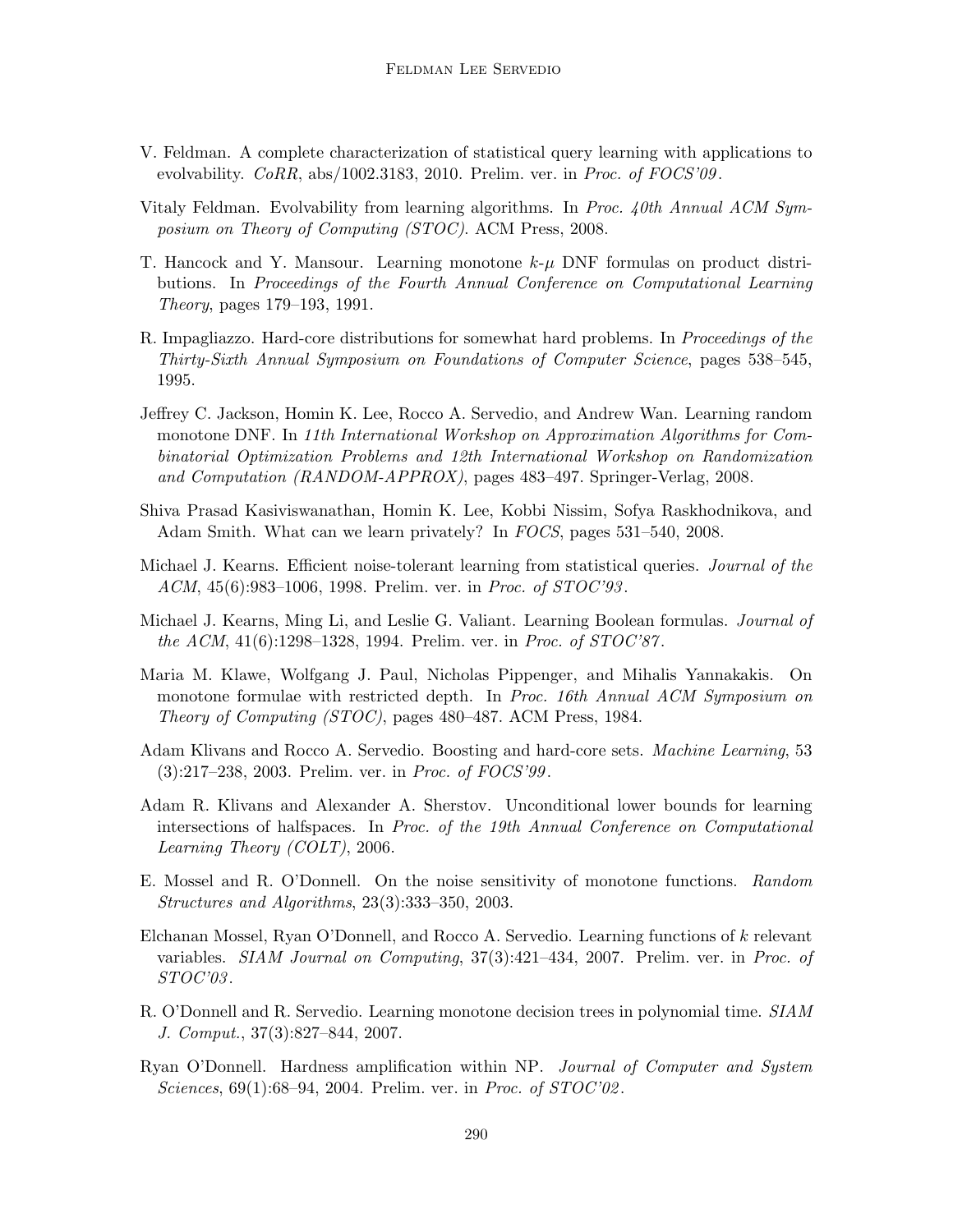V. Feldman. A complete characterization of statistical query learning with applications to evolvability. *CoRR*, abs/1002.3183, 2010. Prelim. ver. in *Proc. of FOCS'09*.

Vitaly Feldman. Evolvability from learning algorithms. In *Proc. 40th Annual ACM Symposium on Theory of Computing (STOC)*. ACM Press, 2008.

T. Hancock and Y. Mansour. Learning monotone $k$-$\mu$ DNF formulas on product distributions. In *Proceedings of the Fourth Annual Conference on Computational Learning Theory*, pages 179–193, 1991.

R. Impagliazzo. Hard-core distributions for somewhat hard problems. In *Proceedings of the Thirty-Sixth Annual Symposium on Foundations of Computer Science*, pages 538–545, 1995.

Jeffrey C. Jackson, Homin K. Lee, Rocco A. Servedio, and Andrew Wan. Learning random monotone DNF. In *11th International Workshop on Approximation Algorithms for Combinatorial Optimization Problems and 12th International Workshop on Randomization and Computation (RANDOM-APPROX)*, pages 483–497. Springer-Verlag, 2008.

Shiva Prasad Kasiviswanathan, Homin K. Lee, Kobbi Nissim, Sofya Raskhodnikova, and Adam Smith. What can we learn privately? In *FOCS*, pages 531–540, 2008.

Michael J. Kearns. Efficient noise-tolerant learning from statistical queries. *Journal of the ACM*, 45(6):983–1006, 1998. Prelim. ver. in *Proc. of STOC'93*.

Michael J. Kearns, Ming Li, and Leslie G. Valiant. Learning Boolean formulas. *Journal of the ACM*, 41(6):1298–1328, 1994. Prelim. ver. in *Proc. of STOC'87*.

Maria M. Klawe, Wolfgang J. Paul, Nicholas Pippenger, and Mihalis Yannakakis. On monotone formulae with restricted depth. In *Proc. 16th Annual ACM Symposium on Theory of Computing (STOC)*, pages 480–487. ACM Press, 1984.

Adam Klivans and Rocco A. Servedio. Boosting and hard-core sets. *Machine Learning*, 53 (3):217–238, 2003. Prelim. ver. in *Proc. of FOCS'99*.

Adam R. Klivans and Alexander A. Sherstov. Unconditional lower bounds for learning intersections of halfspaces. In *Proc. of the 19th Annual Conference on Computational Learning Theory (COLT)*, 2006.

E. Mossel and R. O'Donnell. On the noise sensitivity of monotone functions. *Random Structures and Algorithms*, 23(3):333–350, 2003.

Elchanan Mossel, Ryan O'Donnell, and Rocco A. Servedio. Learning functions of $k$ relevant variables. *SIAM Journal on Computing*, 37(3):421–434, 2007. Prelim. ver. in *Proc. of STOC'03*.

R. O'Donnell and R. Servedio. Learning monotone decision trees in polynomial time. *SIAM J. Comput.*, 37(3):827–844, 2007.

Ryan O'Donnell. Hardness amplification within NP. *Journal of Computer and System Sciences*, 69(1):68–94, 2004. Prelim. ver. in *Proc. of STOC'02*.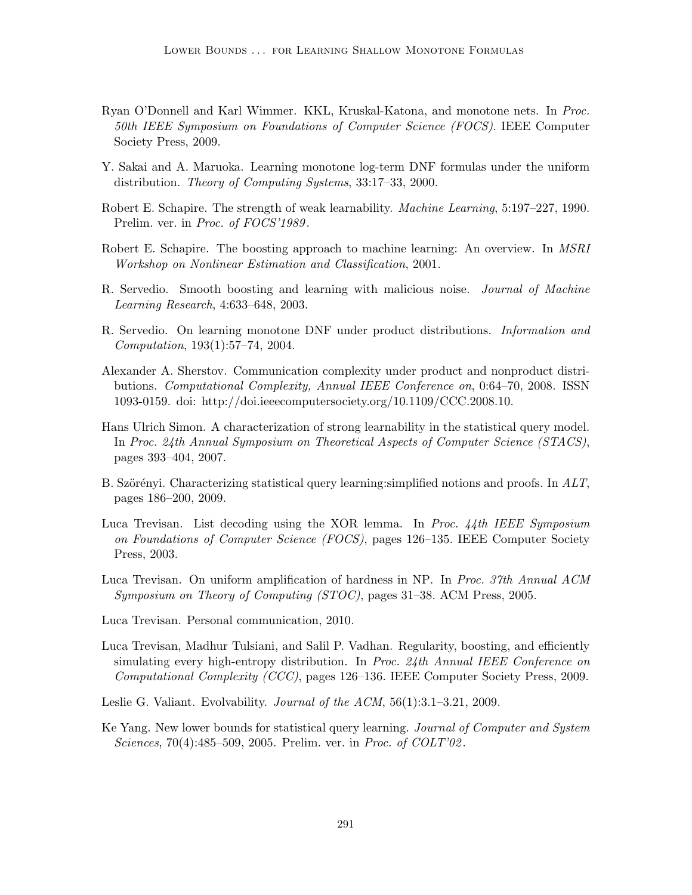Ryan O'Donnell and Karl Wimmer. KKL, Kruskal-Katona, and monotone nets. In *Proc. 50th IEEE Symposium on Foundations of Computer Science (FOCS)*. IEEE Computer Society Press, 2009.

Y. Sakai and A. Maruoka. Learning monotone log-term DNF formulas under the uniform distribution. *Theory of Computing Systems*, 33:17–33, 2000.

Robert E. Schapire. The strength of weak learnability. *Machine Learning*, 5:197–227, 1990. Prelim. ver. in *Proc. of FOCS'1989*.

Robert E. Schapire. The boosting approach to machine learning: An overview. In *MSRI Workshop on Nonlinear Estimation and Classification*, 2001.

R. Servedio. Smooth boosting and learning with malicious noise. *Journal of Machine Learning Research*, 4:633–648, 2003.

R. Servedio. On learning monotone DNF under product distributions. *Information and Computation*, 193(1):57–74, 2004.

Alexander A. Sherstov. Communication complexity under product and nonproduct distributions. *Computational Complexity, Annual IEEE Conference on*, 0:64–70, 2008. ISSN 1093-0159. doi: http://doi.ieeecomputersociety.org/10.1109/CCC.2008.10.

Hans Ulrich Simon. A characterization of strong learnability in the statistical query model. In *Proc. 24th Annual Symposium on Theoretical Aspects of Computer Science (STACS)*, pages 393–404, 2007.

B. Szörényi. Characterizing statistical query learning:simplified notions and proofs. In *ALT*, pages 186–200, 2009.

Luca Trevisan. List decoding using the XOR lemma. In *Proc. 44th IEEE Symposium on Foundations of Computer Science (FOCS)*, pages 126–135. IEEE Computer Society Press, 2003.

Luca Trevisan. On uniform amplification of hardness in NP. In *Proc. 37th Annual ACM Symposium on Theory of Computing (STOC)*, pages 31–38. ACM Press, 2005.

Luca Trevisan. Personal communication, 2010.

Luca Trevisan, Madhur Tulsiani, and Salil P. Vadhan. Regularity, boosting, and efficiently simulating every high-entropy distribution. In *Proc. 24th Annual IEEE Conference on Computational Complexity (CCC)*, pages 126–136. IEEE Computer Society Press, 2009.

Leslie G. Valiant. Evolvability. *Journal of the ACM*, 56(1):3.1–3.21, 2009.

Ke Yang. New lower bounds for statistical query learning. *Journal of Computer and System Sciences*, 70(4):485–509, 2005. Prelim. ver. in *Proc. of COLT'02*.